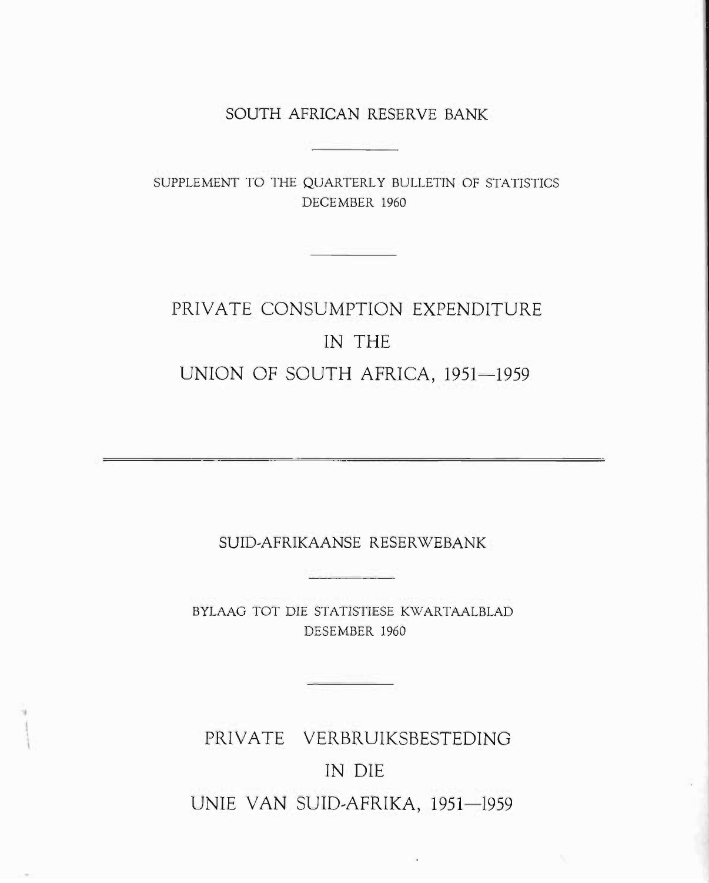SOUTH AFRICAN RESERVE BANK

SUPPLEMENT TO THE QUARTERLY BULLETIN OF STATISTICS
DECEMBER 1960

# PRIVATE CONSUMPTION EXPENDITURE IN THE UNION OF SOUTH AFRICA, 1951—1959

---

SUID-AFRIKAANSE RESERWEBANK

BYLAAG TOT DIE STATISTIESE KWARTAALBLAD
DESEMBER 1960

# PRIVATE VERBRUIKSBESTEDING IN DIE UNIE VAN SUID-AFRIKA, 1951—1959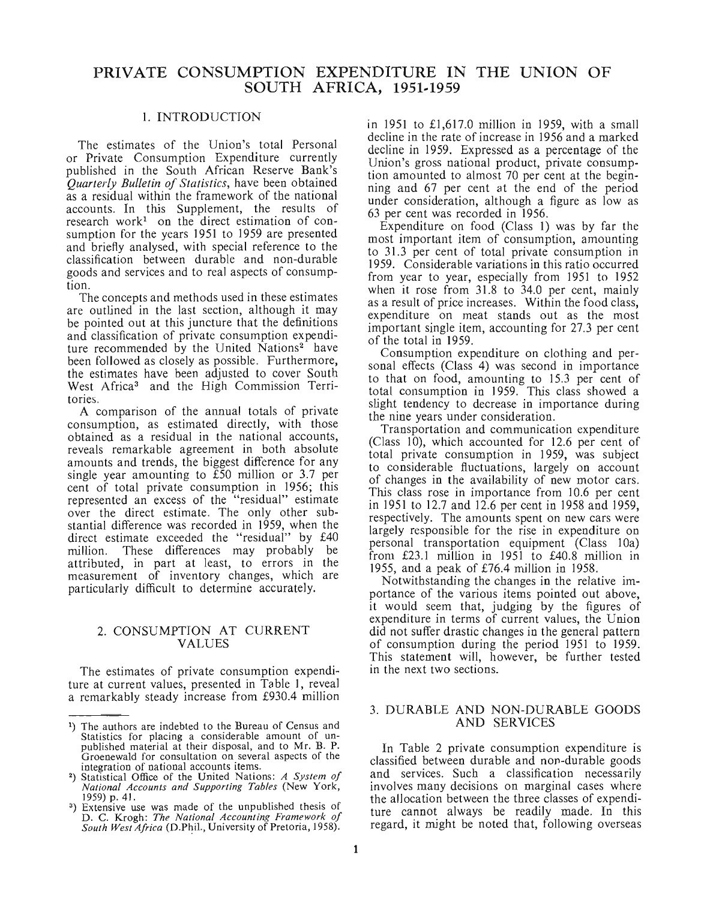# PRIVATE CONSUMPTION EXPENDITURE IN THE UNION OF SOUTH AFRICA, 1951-1959

## 1. INTRODUCTION

The estimates of the Union's total Personal or Private Consumption Expenditure currently published in the South African Reserve Bank's *Quarterly Bulletin of Statistics*, have been obtained as a residual within the framework of the national accounts. In this Supplement, the results of research work[1] on the direct estimation of consumption for the years 1951 to 1959 are presented and briefly analysed, with special reference to the classification between durable and non-durable goods and services and to real aspects of consumption.

The concepts and methods used in these estimates are outlined in the last section, although it may be pointed out at this juncture that the definitions and classification of private consumption expenditure recommended by the United Nations[2] have been followed as closely as possible. Furthermore, the estimates have been adjusted to cover South West Africa[3] and the High Commission Territories.

A comparison of the annual totals of private consumption, as estimated directly, with those obtained as a residual in the national accounts, reveals remarkable agreement in both absolute amounts and trends, the biggest difference for any single year amounting to £50 million or 3.7 per cent of total private consumption in 1956; this represented an excess of the "residual" estimate over the direct estimate. The only other substantial difference was recorded in 1959, when the direct estimate exceeded the "residual" by £40 million. These differences may probably be attributed, in part at least, to errors in the measurement of inventory changes, which are particularly difficult to determine accurately.

## 2. CONSUMPTION AT CURRENT VALUES

The estimates of private consumption expenditure at current values, presented in Table 1, reveal a remarkably steady increase from £930.4 million in 1951 to £1,617.0 million in 1959, with a small decline in the rate of increase in 1956 and a marked decline in 1959. Expressed as a percentage of the Union's gross national product, private consumption amounted to almost 70 per cent at the beginning and 67 per cent at the end of the period under consideration, although a figure as low as 63 per cent was recorded in 1956.

Expenditure on food (Class 1) was by far the most important item of consumption, amounting to 31.3 per cent of total private consumption in 1959. Considerable variations in this ratio occurred from year to year, especially from 1951 to 1952 when it rose from 31.8 to 34.0 per cent, mainly as a result of price increases. Within the food class, expenditure on meat stands out as the most important single item, accounting for 27.3 per cent of the total in 1959.

Consumption expenditure on clothing and personal effects (Class 4) was second in importance to that on food, amounting to 15.3 per cent of total consumption in 1959. This class showed a slight tendency to decrease in importance during the nine years under consideration.

Transportation and communication expenditure (Class 10), which accounted for 12.6 per cent of total private consumption in 1959, was subject to considerable fluctuations, largely on account of changes in the availability of new motor cars. This class rose in importance from 10.6 per cent in 1951 to 12.7 and 12.6 per cent in 1958 and 1959, respectively. The amounts spent on new cars were largely responsible for the rise in expenditure on personal transportation equipment (Class 10a) from £23.1 million in 1951 to £40.8 million in 1955, and a peak of £76.4 million in 1958.

Notwithstanding the changes in the relative importance of the various items pointed out above, it would seem that, judging by the figures of expenditure in terms of current values, the Union did not suffer drastic changes in the general pattern of consumption during the period 1951 to 1959. This statement will, however, be further tested in the next two sections.

## 3. DURABLE AND NON-DURABLE GOODS AND SERVICES

In Table 2 private consumption expenditure is classified between durable and non-durable goods and services. Such a classification necessarily involves many decisions on marginal cases where the allocation between the three classes of expenditure cannot always be readily made. In this regard, it might be noted that, following overseas

---

[1] The authors are indebted to the Bureau of Census and Statistics for placing a considerable amount of unpublished material at their disposal, and to Mr. B. P. Groenewald for consultation on several aspects of the integration of national accounts items.

[2] Statistical Office of the United Nations: *A System of National Accounts and Supporting Tables* (New York, 1959) p. 41.

[3] Extensive use was made of the unpublished thesis of D. C. Krogh: *The National Accounting Framework of South West Africa* (D.Phil., University of Pretoria, 1958).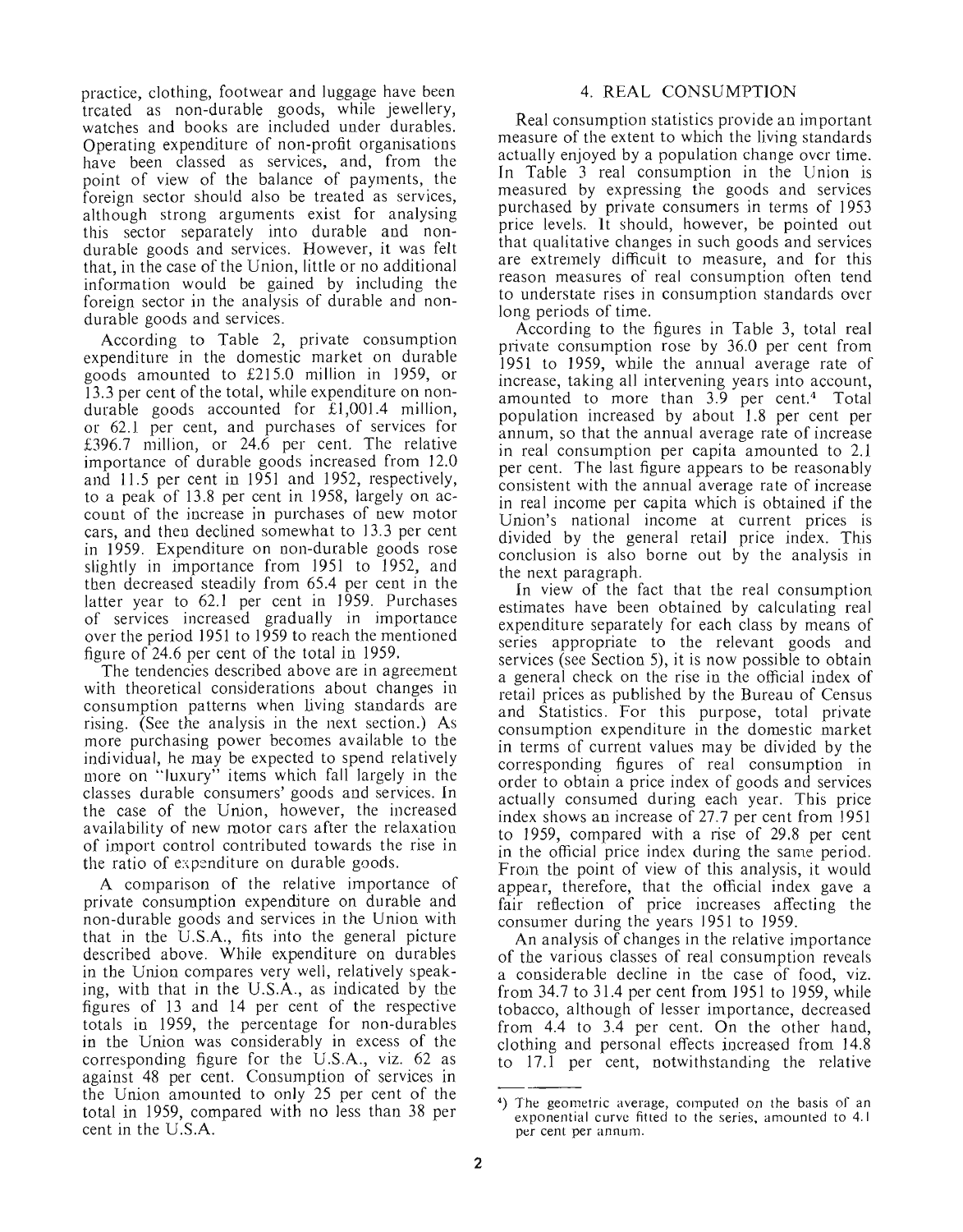practice, clothing, footwear and luggage have been treated as non-durable goods, while jewellery, watches and books are included under durables. Operating expenditure of non-profit organisations have been classed as services, and, from the point of view of the balance of payments, the foreign sector should also be treated as services, although strong arguments exist for analysing this sector separately into durable and non-durable goods and services. However, it was felt that, in the case of the Union, little or no additional information would be gained by including the foreign sector in the analysis of durable and non-durable goods and services.

According to Table 2, private consumption expenditure in the domestic market on durable goods amounted to £215.0 million in 1959, or 13.3 per cent of the total, while expenditure on non-durable goods accounted for £1,001.4 million, or 62.1 per cent, and purchases of services for £396.7 million, or 24.6 per cent. The relative importance of durable goods increased from 12.0 and 11.5 per cent in 1951 and 1952, respectively, to a peak of 13.8 per cent in 1958, largely on account of the increase in purchases of new motor cars, and then declined somewhat to 13.3 per cent in 1959. Expenditure on non-durable goods rose slightly in importance from 1951 to 1952, and then decreased steadily from 65.4 per cent in the latter year to 62.1 per cent in 1959. Purchases of services increased gradually in importance over the period 1951 to 1959 to reach the mentioned figure of 24.6 per cent of the total in 1959.

The tendencies described above are in agreement with theoretical considerations about changes in consumption patterns when living standards are rising. (See the analysis in the next section.) As more purchasing power becomes available to the individual, he may be expected to spend relatively more on "luxury" items which fall largely in the classes durable consumers' goods and services. In the case of the Union, however, the increased availability of new motor cars after the relaxation of import control contributed towards the rise in the ratio of expenditure on durable goods.

A comparison of the relative importance of private consumption expenditure on durable and non-durable goods and services in the Union with that in the U.S.A., fits into the general picture described above. While expenditure on durables in the Union compares very well, relatively speaking, with that in the U.S.A., as indicated by the figures of 13 and 14 per cent of the respective totals in 1959, the percentage for non-durables in the Union was considerably in excess of the corresponding figure for the U.S.A., viz. 62 as against 48 per cent. Consumption of services in the Union amounted to only 25 per cent of the total in 1959, compared with no less than 38 per cent in the U.S.A.

## 4. REAL CONSUMPTION

Real consumption statistics provide an important measure of the extent to which the living standards actually enjoyed by a population change over time. In Table 3 real consumption in the Union is measured by expressing the goods and services purchased by private consumers in terms of 1953 price levels. It should, however, be pointed out that qualitative changes in such goods and services are extremely difficult to measure, and for this reason measures of real consumption often tend to understate rises in consumption standards over long periods of time.

According to the figures in Table 3, total real private consumption rose by 36.0 per cent from 1951 to 1959, while the annual average rate of increase, taking all intervening years into account, amounted to more than 3.9 per cent.[4] Total population increased by about 1.8 per cent per annum, so that the annual average rate of increase in real consumption per capita amounted to 2.1 per cent. The last figure appears to be reasonably consistent with the annual average rate of increase in real income per capita which is obtained if the Union's national income at current prices is divided by the general retail price index. This conclusion is also borne out by the analysis in the next paragraph.

In view of the fact that the real consumption estimates have been obtained by calculating real expenditure separately for each class by means of series appropriate to the relevant goods and services (see Section 5), it is now possible to obtain a general check on the rise in the official index of retail prices as published by the Bureau of Census and Statistics. For this purpose, total private consumption expenditure in the domestic market in terms of current values may be divided by the corresponding figures of real consumption in order to obtain a price index of goods and services actually consumed during each year. This price index shows an increase of 27.7 per cent from 1951 to 1959, compared with a rise of 29.8 per cent in the official price index during the same period. From the point of view of this analysis, it would appear, therefore, that the official index gave a fair reflection of price increases affecting the consumer during the years 1951 to 1959.

An analysis of changes in the relative importance of the various classes of real consumption reveals a considerable decline in the case of food, viz. from 34.7 to 31.4 per cent from 1951 to 1959, while tobacco, although of lesser importance, decreased from 4.4 to 3.4 per cent. On the other hand, clothing and personal effects increased from 14.8 to 17.1 per cent, notwithstanding the relative

---

[4] The geometric average, computed on the basis of an exponential curve fitted to the series, amounted to 4.1 per cent per annum.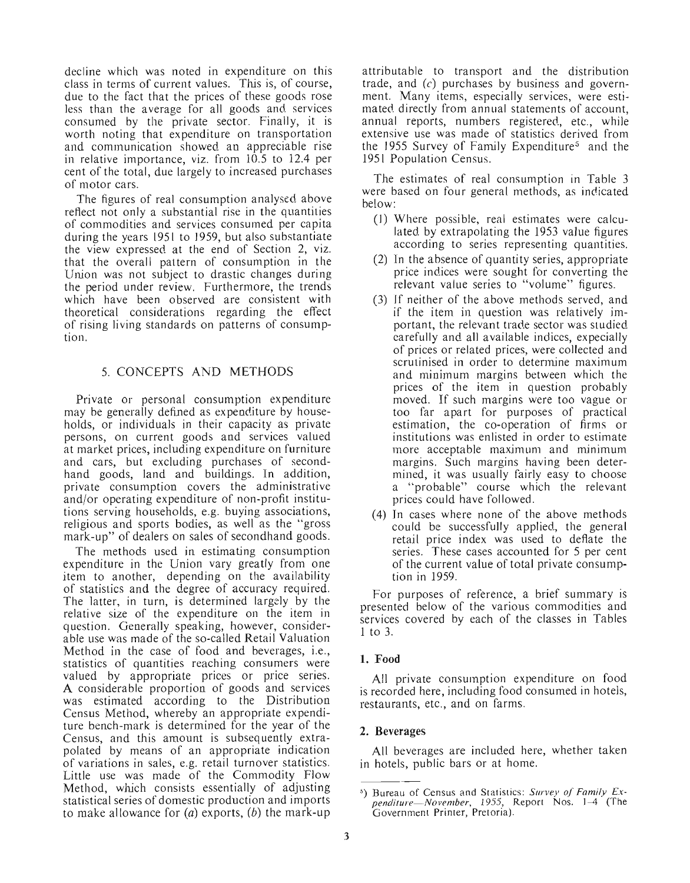decline which was noted in expenditure on this class in terms of current values. This is, of course, due to the fact that the prices of these goods rose less than the average for all goods and services consumed by the private sector. Finally, it is worth noting that expenditure on transportation and communication showed an appreciable rise in relative importance, viz. from 10.5 to 12.4 per cent of the total, due largely to increased purchases of motor cars.

The figures of real consumption analysed above reflect not only a substantial rise in the quantities of commodities and services consumed per capita during the years 1951 to 1959, but also substantiate the view expressed at the end of Section 2, viz. that the overall pattern of consumption in the Union was not subject to drastic changes during the period under review. Furthermore, the trends which have been observed are consistent with theoretical considerations regarding the effect of rising living standards on patterns of consumption.

## 5. CONCEPTS AND METHODS

Private or personal consumption expenditure may be generally defined as expenditure by households, or individuals in their capacity as private persons, on current goods and services valued at market prices, including expenditure on furniture and cars, but excluding purchases of secondhand goods, land and buildings. In addition, private consumption covers the administrative and/or operating expenditure of non-profit institutions serving households, e.g. buying associations, religious and sports bodies, as well as the "gross mark-up" of dealers on sales of secondhand goods.

The methods used in estimating consumption expenditure in the Union vary greatly from one item to another, depending on the availability of statistics and the degree of accuracy required. The latter, in turn, is determined largely by the relative size of the expenditure on the item in question. Generally speaking, however, considerable use was made of the so-called Retail Valuation Method in the case of food and beverages, i.e., statistics of quantities reaching consumers were valued by appropriate prices or price series. A considerable proportion of goods and services was estimated according to the Distribution Census Method, whereby an appropriate expenditure bench-mark is determined for the year of the Census, and this amount is subsequently extrapolated by means of an appropriate indication of variations in sales, e.g. retail turnover statistics. Little use was made of the Commodity Flow Method, which consists essentially of adjusting statistical series of domestic production and imports to make allowance for (*a*) exports, (*b*) the mark-up attributable to transport and the distribution trade, and (*c*) purchases by business and government. Many items, especially services, were estimated directly from annual statements of account, annual reports, numbers registered, etc., while extensive use was made of statistics derived from the 1955 Survey of Family Expenditure[5] and the 1951 Population Census.

The estimates of real consumption in Table 3 were based on four general methods, as indicated below:

1. Where possible, real estimates were calculated by extrapolating the 1953 value figures according to series representing quantities.
2. In the absence of quantity series, appropriate price indices were sought for converting the relevant value series to "volume" figures.
3. If neither of the above methods served, and if the item in question was relatively important, the relevant trade sector was studied carefully and all available indices, expecially of prices or related prices, were collected and scrutinised in order to determine maximum and minimum margins between which the prices of the item in question probably moved. If such margins were too vague or too far apart for purposes of practical estimation, the co-operation of firms or institutions was enlisted in order to estimate more acceptable maximum and minimum margins. Such margins having been determined, it was usually fairly easy to choose a "probable" course which the relevant prices could have followed.
4. In cases where none of the above methods could be successfully applied, the general retail price index was used to deflate the series. These cases accounted for 5 per cent of the current value of total private consumption in 1959.

For purposes of reference, a brief summary is presented below of the various commodities and services covered by each of the classes in Tables 1 to 3.

### 1. Food

All private consumption expenditure on food is recorded here, including food consumed in hotels, restaurants, etc., and on farms.

### 2. Beverages

All beverages are included here, whether taken in hotels, public bars or at home.

---

[5]) Bureau of Census and Statistics: *Survey of Family Expenditure—November, 1955*, Report Nos. 1–4 (The Government Printer, Pretoria).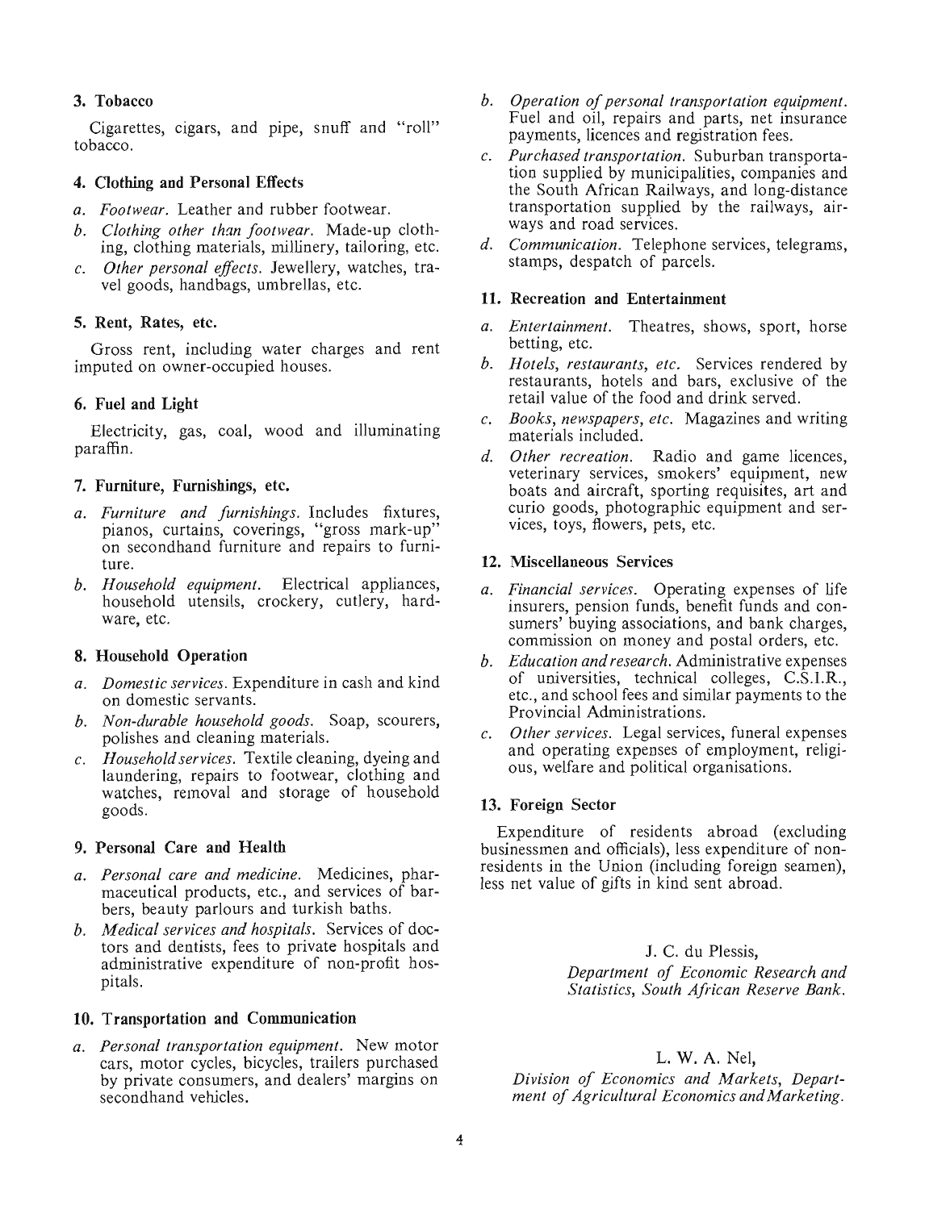### 3. Tobacco

Cigarettes, cigars, and pipe, snuff and "roll" tobacco.

### 4. Clothing and Personal Effects

*a. Footwear.* Leather and rubber footwear.

*b. Clothing other than footwear.* Made-up clothing, clothing materials, millinery, tailoring, etc.

*c. Other personal effects.* Jewellery, watches, travel goods, handbags, umbrellas, etc.

### 5. Rent, Rates, etc.

Gross rent, including water charges and rent imputed on owner-occupied houses.

### 6. Fuel and Light

Electricity, gas, coal, wood and illuminating paraffin.

### 7. Furniture, Furnishings, etc.

*a. Furniture and furnishings.* Includes fixtures, pianos, curtains, coverings, "gross mark-up" on secondhand furniture and repairs to furniture.

*b. Household equipment.* Electrical appliances, household utensils, crockery, cutlery, hardware, etc.

### 8. Household Operation

*a. Domestic services.* Expenditure in cash and kind on domestic servants.

*b. Non-durable household goods.* Soap, scourers, polishes and cleaning materials.

*c. Household services.* Textile cleaning, dyeing and laundering, repairs to footwear, clothing and watches, removal and storage of household goods.

### 9. Personal Care and Health

*a. Personal care and medicine.* Medicines, pharmaceutical products, etc., and services of barbers, beauty parlours and turkish baths.

*b. Medical services and hospitals.* Services of doctors and dentists, fees to private hospitals and administrative expenditure of non-profit hospitals.

### 10. Transportation and Communication

*a. Personal transportation equipment.* New motor cars, motor cycles, bicycles, trailers purchased by private consumers, and dealers' margins on secondhand vehicles.

*b. Operation of personal transportation equipment.* Fuel and oil, repairs and parts, net insurance payments, licences and registration fees.

*c. Purchased transportation.* Suburban transportation supplied by municipalities, companies and the South African Railways, and long-distance transportation supplied by the railways, airways and road services.

*d. Communication.* Telephone services, telegrams, stamps, despatch of parcels.

### 11. Recreation and Entertainment

*a. Entertainment.* Theatres, shows, sport, horse betting, etc.

*b. Hotels, restaurants, etc.* Services rendered by restaurants, hotels and bars, exclusive of the retail value of the food and drink served.

*c. Books, newspapers, etc.* Magazines and writing materials included.

*d. Other recreation.* Radio and game licences, veterinary services, smokers' equipment, new boats and aircraft, sporting requisites, art and curio goods, photographic equipment and services, toys, flowers, pets, etc.

### 12. Miscellaneous Services

*a. Financial services.* Operating expenses of life insurers, pension funds, benefit funds and consumers' buying associations, and bank charges, commission on money and postal orders, etc.

*b. Education and research.* Administrative expenses of universities, technical colleges, C.S.I.R., etc., and school fees and similar payments to the Provincial Administrations.

*c. Other services.* Legal services, funeral expenses and operating expenses of employment, religious, welfare and political organisations.

### 13. Foreign Sector

Expenditure of residents abroad (excluding businessmen and officials), less expenditure of non-residents in the Union (including foreign seamen), less net value of gifts in kind sent abroad.

J. C. du Plessis,
*Department of Economic Research and Statistics, South African Reserve Bank.*

L. W. A. Nel,
*Division of Economics and Markets, Department of Agricultural Economics and Marketing.*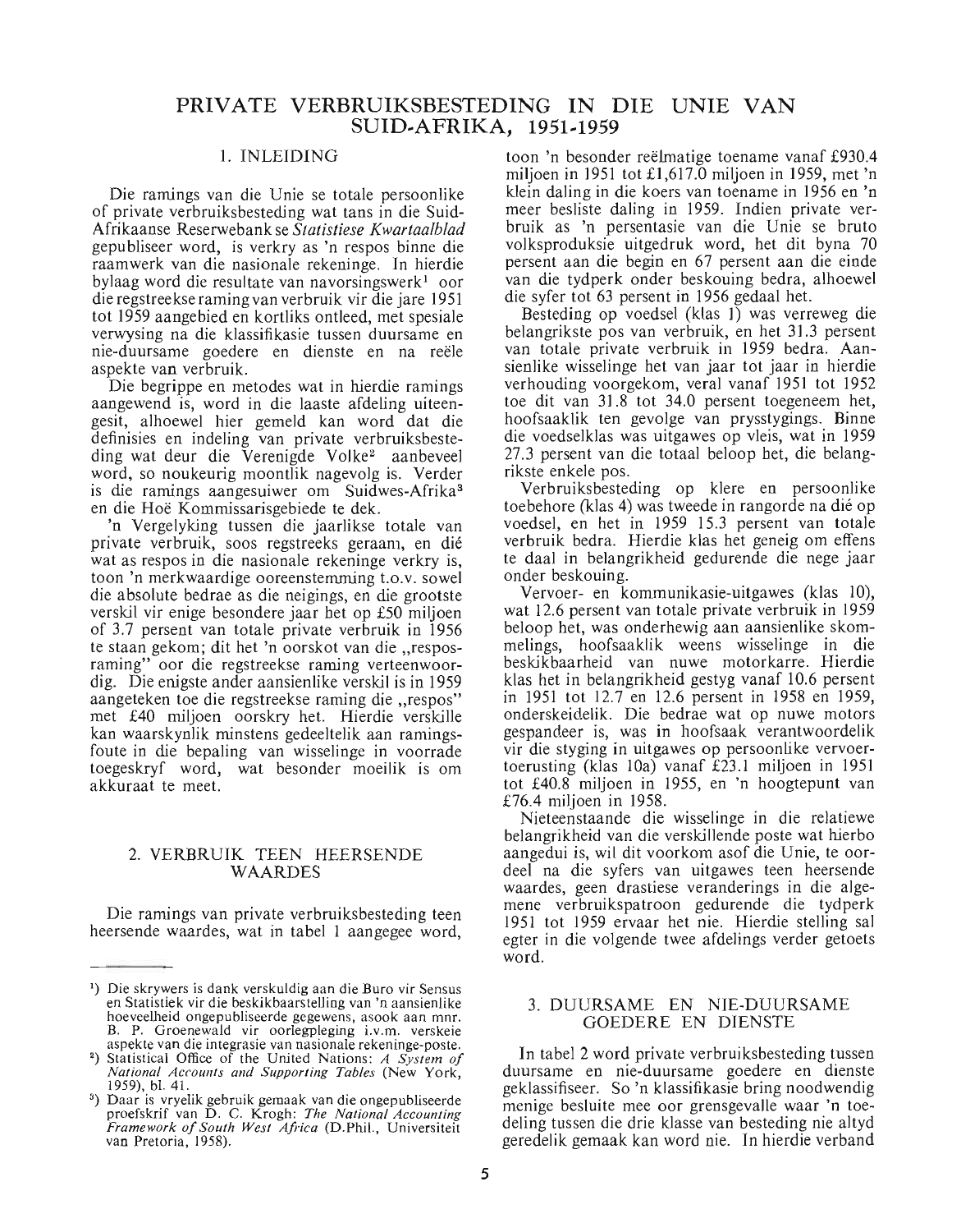# PRIVATE VERBRUIKSBESTEDING IN DIE UNIE VAN SUID-AFRIKA, 1951-1959

## 1. INLEIDING

Die ramings van die Unie se totale persoonlike of private verbruiksbesteding wat tans in die Suid-Afrikaanse Reserwebank se *Statistiese Kwartaalblad* gepubliseer word, is verkry as 'n respos binne die raamwerk van die nasionale rekeninge. In hierdie bylaag word die resultate van navorsingswerk[1] oor die regstreekse raming van verbruik vir die jare 1951 tot 1959 aangebied en kortliks ontleed, met spesiale verwysing na die klassifikasie tussen duursame en nie-duursame goedere en dienste en na reële aspekte van verbruik.

Die begrippe en metodes wat in hierdie ramings aangewend is, word in die laaste afdeling uiteengesit, alhoewel hier gemeld kan word dat die definisies en indeling van private verbruiksbesteding wat deur die Verenigde Volke[2] aanbeveel word, so noukeurig moontlik nagevolg is. Verder is die ramings aangesuiwer om Suidwes-Afrika[3] en die Hoë Kommissarisgebiede te dek.

'n Vergelyking tussen die jaarlikse totale van private verbruik, soos regstreeks geraam, en dié wat as respos in die nasionale rekeninge verkry is, toon 'n merkwaardige ooreenstemming t.o.v. sowel die absolute bedrae as die neigings, en die grootste verskil vir enige besondere jaar het op £50 miljoen of 3.7 persent van totale private verbruik in 1956 te staan gekom; dit het 'n oorskot van die „respos-raming" oor die regstreekse raming verteenwoordig. Die enigste ander aansienlike verskil is in 1959 aangeteken toe die regstreekse raming die „respos" met £40 miljoen oorskry het. Hierdie verskille kan waarskynlik minstens gedeeltelik aan ramingsfoute in die bepaling van wisselinge in voorrade toegeskryf word, wat besonder moeilik is om akkuraat te meet.

## 2. VERBRUIK TEEN HEERSENDE WAARDES

Die ramings van private verbruiksbesteding teen heersende waardes, wat in tabel 1 aangegee word, toon 'n besonder reëlmatige toename vanaf £930.4 miljoen in 1951 tot £1,617.0 miljoen in 1959, met 'n klein daling in die koers van toename in 1956 en 'n meer besliste daling in 1959. Indien private verbruik as 'n persentasie van die Unie se bruto volksproduksie uitgedruk word, het dit byna 70 persent aan die begin en 67 persent aan die einde van die tydperk onder beskouing bedra, alhoewel die syfer tot 63 persent in 1956 gedaal het.

Besteding op voedsel (klas 1) was verreweg die belangrikste pos van verbruik, en het 31.3 persent van totale private verbruik in 1959 bedra. Aansienlike wisselinge het van jaar tot jaar in hierdie verhouding voorgekom, veral vanaf 1951 tot 1952 toe dit van 31.8 tot 34.0 persent toegeneem het, hoofsaaklik ten gevolge van prysstygings. Binne die voedselklas was uitgawes op vleis, wat in 1959 27.3 persent van die totaal beloop het, die belangrikste enkele pos.

Verbruiksbesteding op klere en persoonlike toebehore (klas 4) was tweede in rangorde na dié op voedsel, en het in 1959 15.3 persent van totale verbruik bedra. Hierdie klas het geneig om effens te daal in belangrikheid gedurende die nege jaar onder beskouing.

Vervoer- en kommunikasie-uitgawes (klas 10), wat 12.6 persent van totale private verbruik in 1959 beloop het, was onderhewig aan aansienlike skommelings, hoofsaaklik weens wisselinge in die beskikbaarheid van nuwe motorkarre. Hierdie klas het in belangrikheid gestyg vanaf 10.6 persent in 1951 tot 12.7 en 12.6 persent in 1958 en 1959, onderskeidelik. Die bedrae wat op nuwe motors gespandeer is, was in hoofsaak verantwoordelik vir die styging in uitgawes op persoonlike vervoertoerusting (klas 10a) vanaf £23.1 miljoen in 1951 tot £40.8 miljoen in 1955, en 'n hoogtepunt van £76.4 miljoen in 1958.

Nieteenstaande die wisselinge in die relatiewe belangrikheid van die verskillende poste wat hierbo aangedui is, wil dit voorkom asof die Unie, te oordeel na die syfers van uitgawes teen heersende waardes, geen drastiese veranderings in die algemene verbruikspatroon gedurende die tydperk 1951 tot 1959 ervaar het nie. Hierdie stelling sal egter in die volgende twee afdelings verder getoets word.

## 3. DUURSAME EN NIE-DUURSAME GOEDERE EN DIENSTE

In tabel 2 word private verbruiksbesteding tussen duursame en nie-duursame goedere en dienste geklassifiseer. So 'n klassifikasie bring noodwendig menige besluite mee oor grensgevalle waar 'n toedeling tussen die drie klasse van besteding nie altyd geredelik gemaak kan word nie. In hierdie verband

---

[1] Die skrywers is dank verskuldig aan die Buro vir Sensus en Statistiek vir die beskikbaarstelling van 'n aansienlike hoeveelheid ongepubliseerde gegewens, asook aan mnr. B. P. Groenewald vir oorlegpleging i.v.m. verskeie aspekte van die integrasie van nasionale rekeninge-poste.

[2] Statistical Office of the United Nations: *A System of National Accounts and Supporting Tables* (New York, 1959), bl. 41.

[3] Daar is vryelik gebruik gemaak van die ongepubliseerde proefskrif van D. C. Krogh: *The National Accounting Framework of South West Africa* (D.Phil., Universiteit van Pretoria, 1958).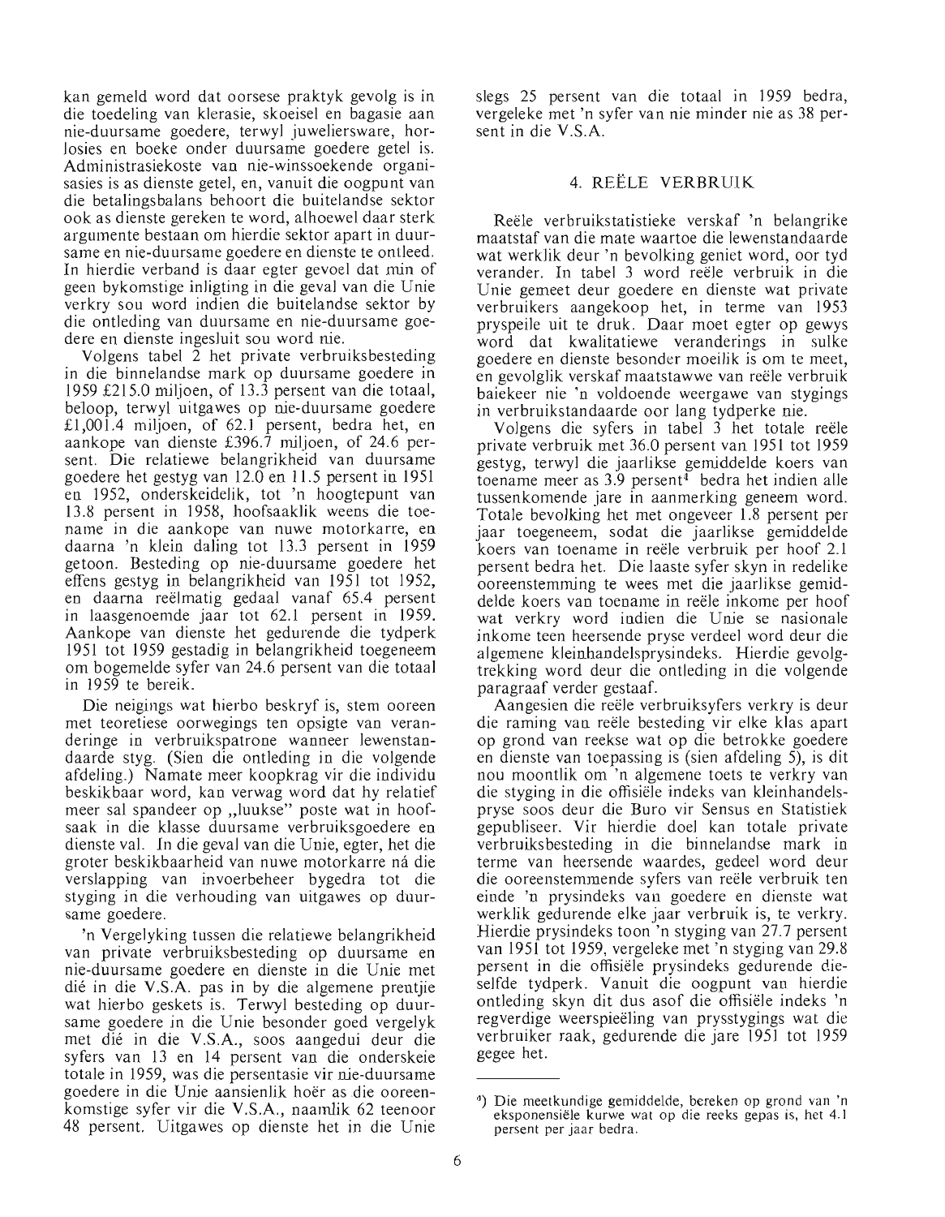kan gemeld word dat oorsese praktyk gevolg is in die toedeling van klerasie, skoeisel en bagasie aan nie-duursame goedere, terwyl juweliersware, horlosies en boeke onder duursame goedere getel is. Administrasiekoste van nie-winssoekende organisasies is as dienste getel, en, vanuit die oogpunt van die betalingsbalans behoort die buitelandse sektor ook as dienste gereken te word, alhoewel daar sterk argumente bestaan om hierdie sektor apart in duursame en nie-duursame goedere en dienste te ontleed. In hierdie verband is daar egter gevoel dat min of geen bykomstige inligting in die geval van die Unie verkry sou word indien die buitelandse sektor by die ontleding van duursame en nie-duursame goedere en dienste ingesluit sou word nie.

Volgens tabel 2 het private verbruiksbesteding in die binnelandse mark op duursame goedere in 1959 £215.0 miljoen, of 13.3 persent van die totaal, beloop, terwyl uitgawes op nie-duursame goedere £1,001.4 miljoen, of 62.1 persent, bedra het, en aankope van dienste £396.7 miljoen, of 24.6 persent. Die relatiewe belangrikheid van duursame goedere het gestyg van 12.0 en 11.5 persent in 1951 en 1952, onderskeidelik, tot 'n hoogtepunt van 13.8 persent in 1958, hoofsaaklik weens die toename in die aankope van nuwe motorkarre, en daarna 'n klein daling tot 13.3 persent in 1959 getoon. Besteding op nie-duursame goedere het effens gestyg in belangrikheid van 1951 tot 1952, en daarna reëlmatig gedaal vanaf 65.4 persent in laasgenoemde jaar tot 62.1 persent in 1959. Aankope van dienste het gedurende die tydperk 1951 tot 1959 gestadig in belangrikheid toegeneem om bogemelde syfer van 24.6 persent van die totaal in 1959 te bereik.

Die neigings wat hierbo beskryf is, stem ooreen met teoretiese oorwegings ten opsigte van veranderinge in verbruikspatrone wanneer lewenstandaarde styg. (Sien die ontleding in die volgende afdeling.) Namate meer koopkrag vir die individu beskikbaar word, kan verwag word dat hy relatief meer sal spandeer op „luukse" poste wat in hoofsaak in die klasse duursame verbruiksgoedere en dienste val. In die geval van die Unie, egter, het die groter beskikbaarheid van nuwe motorkarre ná die verslapping van invoerbeheer bygedra tot die styging in die verhouding van uitgawes op duursame goedere.

'n Vergelyking tussen die relatiewe belangrikheid van private verbruiksbesteding op duursame en nie-duursame goedere en dienste in die Unie met dié in die V.S.A. pas in by die algemene prentjie wat hierbo geskets is. Terwyl besteding op duursame goedere in die Unie besonder goed vergelyk met dié in die V.S.A., soos aangedui deur die syfers van 13 en 14 persent van die onderskeie totale in 1959, was die persentasie vir nie-duursame goedere in die Unie aansienlik hoër as die ooreenkomstige syfer vir die V.S.A., naamlik 62 teenoor 48 persent. Uitgawes op dienste het in die Unie slegs 25 persent van die totaal in 1959 bedra, vergeleke met 'n syfer van nie minder nie as 38 persent in die V.S.A.

## 4. REËLE VERBRUIK

Reële verbruikstatistieke verskaf 'n belangrike maatstaf van die mate waartoe die lewenstandaarde wat werklik deur 'n bevolking geniet word, oor tyd verander. In tabel 3 word reële verbruik in die Unie gemeet deur goedere en dienste wat private verbruikers aangekoop het, in terme van 1953 pryspeile uit te druk. Daar moet egter op gewys word dat kwalitatiewe veranderings in sulke goedere en dienste besonder moeilik is om te meet, en gevolglik verskaf maatstawwe van reële verbruik baiekeer nie 'n voldoende weergawe van stygings in verbruikstandaarde oor lang tydperke nie.

Volgens die syfers in tabel 3 het totale reële private verbruik met 36.0 persent van 1951 tot 1959 gestyg, terwyl die jaarlikse gemiddelde koers van toename meer as 3.9 persent[4] bedra het indien alle tussenkomende jare in aanmerking geneem word. Totale bevolking het met ongeveer 1.8 persent per jaar toegeneem, sodat die jaarlikse gemiddelde koers van toename in reële verbruik per hoof 2.1 persent bedra het. Die laaste syfer skyn in redelike ooreenstemming te wees met die jaarlikse gemiddelde koers van toename in reële inkome per hoof wat verkry word indien die Unie se nasionale inkome teen heersende pryse verdeel word deur die algemene kleinhandelsprysindeks. Hierdie gevolgtrekking word deur die ontleding in die volgende paragraaf verder gestaaf.

Aangesien die reële verbruiksyfers verkry is deur die raming van reële besteding vir elke klas apart op grond van reekse wat op die betrokke goedere en dienste van toepassing is (sien afdeling 5), is dit nou moontlik om 'n algemene toets te verkry van die styging in die offisiële indeks van kleinhandelspryse soos deur die Buro vir Sensus en Statistiek gepubliseer. Vir hierdie doel kan totale private verbruiksbesteding in die binnelandse mark in terme van heersende waardes, gedeel word deur die ooreenstemmende syfers van reële verbruik ten einde 'n prysindeks van goedere en dienste wat werklik gedurende elke jaar verbruik is, te verkry. Hierdie prysindeks toon 'n styging van 27.7 persent van 1951 tot 1959, vergeleke met 'n styging van 29.8 persent in die offisiële prysindeks gedurende dieselfde tydperk. Vanuit die oogpunt van hierdie ontleding skyn dit dus asof die offisiële indeks 'n regverdige weerspieëling van prysstygings wat die verbruiker raak, gedurende die jare 1951 tot 1959 gegee het.

---

[4]) Die meetkundige gemiddelde, bereken op grond van 'n eksponensiële kurwe wat op die reeks gepas is, het 4.1 persent per jaar bedra.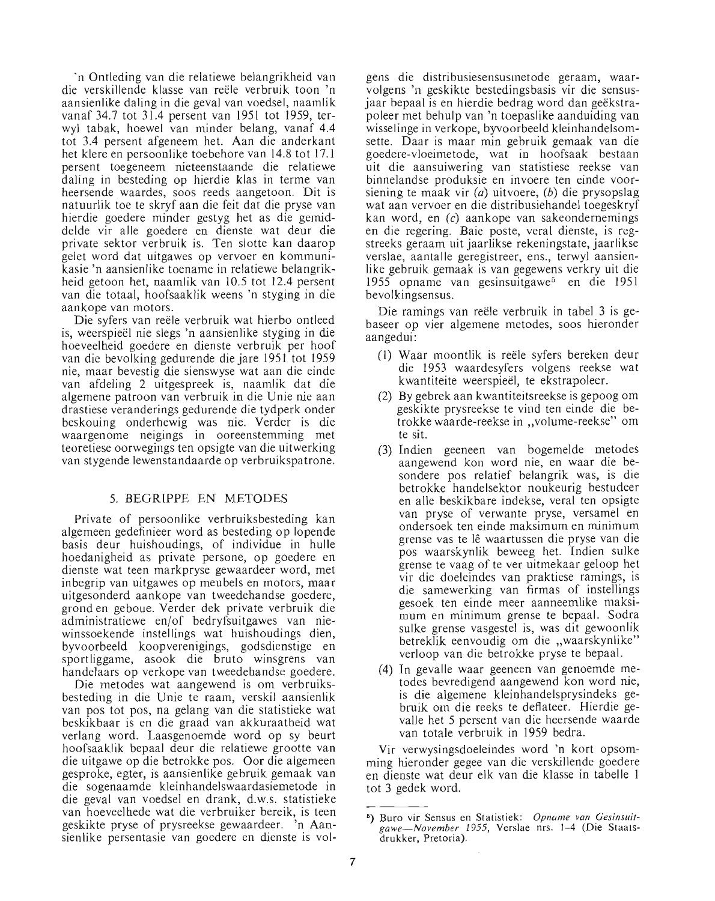'n Ontleding van die relatiewe belangrikheid van die verskillende klasse van reële verbruik toon 'n aansienlike daling in die geval van voedsel, naamlik vanaf 34.7 tot 31.4 persent van 1951 tot 1959, terwyl tabak, hoewel van minder belang, vanaf 4.4 tot 3.4 persent afgeneem het. Aan die anderkant het klere en persoonlike toebehore van 14.8 tot 17.1 persent toegeneem nieteenstaande die relatiewe daling in besteding op hierdie klas in terme van heersende waardes, soos reeds aangetoon. Dit is natuurlik toe te skryf aan die feit dat die pryse van hierdie goedere minder gestyg het as die gemiddelde vir alle goedere en dienste wat deur die private sektor verbruik is. Ten slotte kan daarop gelet word dat uitgawes op vervoer en kommunikasie 'n aansienlike toename in relatiewe belangrikheid getoon het, naamlik van 10.5 tot 12.4 persent van die totaal, hoofsaaklik weens 'n styging in die aankope van motors.

Die syfers van reële verbruik wat hierbo ontleed is, weerspieël nie slegs 'n aansienlike styging in die hoeveelheid goedere en dienste verbruik per hoof van die bevolking gedurende die jare 1951 tot 1959 nie, maar bevestig die sienswyse wat aan die einde van afdeling 2 uitgespreek is, naamlik dat die algemene patroon van verbruik in die Unie nie aan drastiese veranderings gedurende die tydperk onder beskouing onderhewig was nie. Verder is die waargenome neigings in ooreenstemming met teoretiese oorwegings ten opsigte van die uitwerking van stygende lewenstandaarde op verbruikspatrone.

## 5. BEGRIPPE EN METODES

Private of persoonlike verbruiksbesteding kan algemeen gedefinieer word as besteding op lopende basis deur huishoudings, of individue in hulle hoedanigheid as private persone, op goedere en dienste wat teen markpryse gewaardeer word, met inbegrip van uitgawes op meubels en motors, maar uitgesonderd aankope van tweedehandse goedere, grond en geboue. Verder dek private verbruik die administratiewe en/of bedryfsuitgawes van niewinssoekende instellings wat huishoudings dien, byvoorbeeld koopverenigings, godsdienstige en sportliggame, asook die bruto winsgrens van handelaars op verkope van tweedehandse goedere.

Die metodes wat aangewend is om verbruiksbesteding in die Unie te raam, verskil aansienlik van pos tot pos, na gelang van die statistieke wat beskikbaar is en die graad van akkuraatheid wat verlang word. Laasgenoemde word op sy beurt hoofsaaklik bepaal deur die relatiewe grootte van die uitgawe op die betrokke pos. Oor die algemeen gesproke, egter, is aansienlike gebruik gemaak van die sogenaamde kleinhandelswaardasiemetode in die geval van voedsel en drank, d.w.s. statistieke van hoeveelhede wat die verbruiker bereik, is teen geskikte pryse of prysreekse gewaardeer. 'n Aansienlike persentasie van goedere en dienste is volgens die distribusiesensusmetode geraam, waarvolgens 'n geskikte bestedingsbasis vir die sensusjaar bepaal is en hierdie bedrag word dan geëkstrapoleer met behulp van 'n toepaslike aanduiding van wisselinge in verkope, byvoorbeeld kleinhandelsomsette. Daar is maar min gebruik gemaak van die goedere-vloeimetode, wat in hoofsaak bestaan uit die aansuiwering van statistiese reekse van binnelandse produksie en invoere ten einde voorsiening te maak vir (*a*) uitvoere, (*b*) die prysopslag wat aan vervoer en die distribusiehandel toegeskryf kan word, en (*c*) aankope van sakeondernemings en die regering. Baie poste, veral dienste, is regstreeks geraam uit jaarlikse rekeningstate, jaarlikse verslae, aantalle geregistreer, ens., terwyl aansienlike gebruik gemaak is van gegewens verkry uit die 1955 opname van gesinsuitgawe[5] en die 1951 bevolkingsensus.

Die ramings van reële verbruik in tabel 3 is gebaseer op vier algemene metodes, soos hieronder aangedui:

(1) Waar moontlik is reële syfers bereken deur die 1953 waardesyfers volgens reekse wat kwantiteite weerspieël, te ekstrapoleer.

(2) By gebrek aan kwantiteitsreekse is gepoog om geskikte prysreekse te vind ten einde die betrokke waarde-reekse in „volume-reekse" om te sit.

(3) Indien geeneen van bogemelde metodes aangewend kon word nie, en waar die besondere pos relatief belangrik was, is die betrokke handelsektor noukeurig bestudeer en alle beskikbare indekse, veral ten opsigte van pryse of verwante pryse, versamel en ondersoek ten einde maksimum en minimum grense vas te lê waartussen die pryse van die pos waarskynlik beweeg het. Indien sulke grense te vaag of te ver uitmekaar geloop het vir die doeleindes van praktiese ramings, is die samewerking van firmas of instellings gesoek ten einde meer aanneemlike maksimum en minimum grense te bepaal. Sodra sulke grense vasgestel is, was dit gewoonlik betreklik eenvoudig om die „waarskynlike" verloop van die betrokke pryse te bepaal.

(4) In gevalle waar geeneen van genoemde metodes bevredigend aangewend kon word nie, is die algemene kleinhandelsprysindeks gebruik om die reeks te deflateer. Hierdie gevalle het 5 persent van die heersende waarde van totale verbruik in 1959 bedra.

Vir verwysingsdoeleindes word 'n kort opsomming hieronder gegee van die verskillende goedere en dienste wat deur elk van die klasse in tabelle 1 tot 3 gedek word.

---

[5]) Buro vir Sensus en Statistiek: *Opname van Gesinsuitgawe—November 1955,* Verslae nrs. 1–4 (Die Staatsdrukker, Pretoria).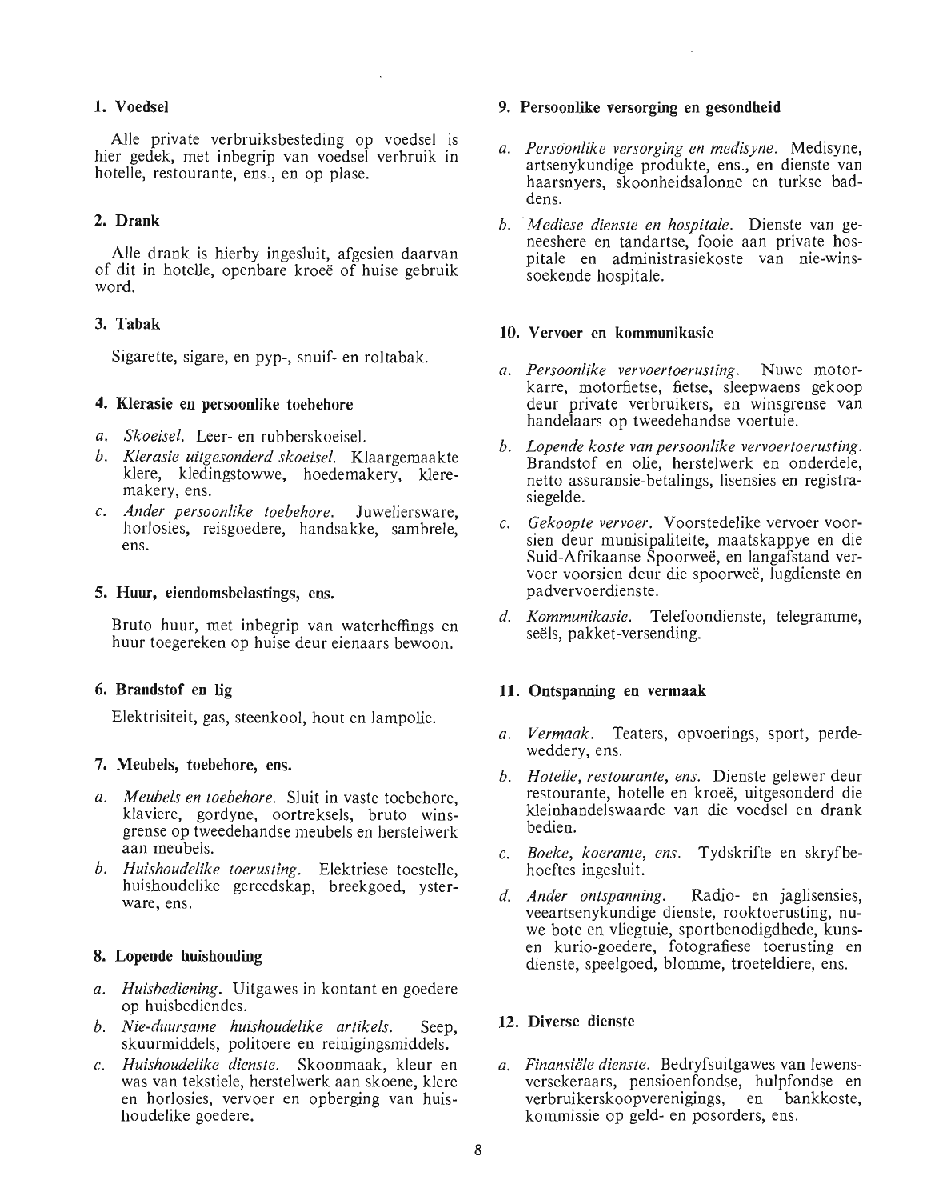### 1. Voedsel

Alle private verbruiksbesteding op voedsel is hier gedek, met inbegrip van voedsel verbruik in hotelle, restourante, ens., en op plase.

### 2. Drank

Alle drank is hierby ingesluit, afgesien daarvan of dit in hotelle, openbare kroeë of huise gebruik word.

### 3. Tabak

Sigarette, sigare, en pyp-, snuif- en roltabak.

### 4. Klerasie en persoonlike toebehore

*a. Skoeisel.* Leer- en rubberskoeisel.

*b. Klerasie uitgesonderd skoeisel.* Klaargemaakte klere, kledingstowwe, hoedemakery, kleremakery, ens.

*c. Ander persoonlike toebehore.* Juweliersware, horlosies, reisgoedere, handsakke, sambrele, ens.

### 5. Huur, eiendomsbelastings, ens.

Bruto huur, met inbegrip van waterheffings en huur toegereken op huise deur eienaars bewoon.

### 6. Brandstof en lig

Elektrisiteit, gas, steenkool, hout en lampolie.

### 7. Meubels, toebehore, ens.

*a. Meubels en toebehore.* Sluit in vaste toebehore, klaviere, gordyne, oortreksels, bruto winsgrense op tweedehandse meubels en herstelwerk aan meubels.

*b. Huishoudelike toerusting.* Elektriese toestelle, huishoudelike gereedskap, breekgoed, ysterware, ens.

### 8. Lopende huishouding

*a. Huisbediening.* Uitgawes in kontant en goedere op huisbediendes.

*b. Nie-duursame huishoudelike artikels.* Seep, skuurmiddels, politoere en reinigingsmiddels.

*c. Huishoudelike dienste.* Skoonmaak, kleur en was van tekstiele, herstelwerk aan skoene, klere en horlosies, vervoer en opberging van huishoudelike goedere.

### 9. Persoonlike versorging en gesondheid

*a. Persoonlike versorging en medisyne.* Medisyne, artsenykundige produkte, ens., en dienste van haarsnyers, skoonheidsalonne en turkse baddens.

*b. Mediese dienste en hospitale.* Dienste van geneeshere en tandartse, fooie aan private hospitale en administrasiekoste van nie-winssoekende hospitale.

### 10. Vervoer en kommunikasie

*a. Persoonlike vervoertoerusting.* Nuwe motorkarre, motorfietse, fietse, sleepwaens gekoop deur private verbruikers, en winsgrense van handelaars op tweedehandse voertuie.

*b. Lopende koste van persoonlike vervoertoerusting.* Brandstof en olie, herstelwerk en onderdele, netto assuransie-betalings, lisensies en registrasiegelde.

*c. Gekoopte vervoer.* Voorstedelike vervoer voorsien deur munisipaliteite, maatskappye en die Suid-Afrikaanse Spoorweë, en langafstand vervoer voorsien deur die spoorweë, lugdienste en padvervoerdienste.

*d. Kommunikasie.* Telefoondienste, telegramme, seëls, pakket-versending.

### 11. Ontspanning en vermaak

*a. Vermaak.* Teaters, opvoerings, sport, perdeweddery, ens.

*b. Hotelle, restourante, ens.* Dienste gelewer deur restourante, hotelle en kroeë, uitgesonderd die kleinhandelswaarde van die voedsel en drank bedien.

*c. Boeke, koerante, ens.* Tydskrifte en skryfbehoeftes ingesluit.

*d. Ander ontspanning.* Radio- en jaglisensies, veeartsenykundige dienste, rooktoerusting, nuwe bote en vliegtuie, sportbenodigdhede, kuns- en kurio-goedere, fotografiese toerusting en dienste, speelgoed, blomme, troeteldiere, ens.

### 12. Diverse dienste

*a. Finansiële dienste.* Bedryfsuitgawes van lewensversekeraars, pensioenfondse, hulpfondse en verbruikerskoopverenigings, en bankkoste, kommissie op geld- en posorders, ens.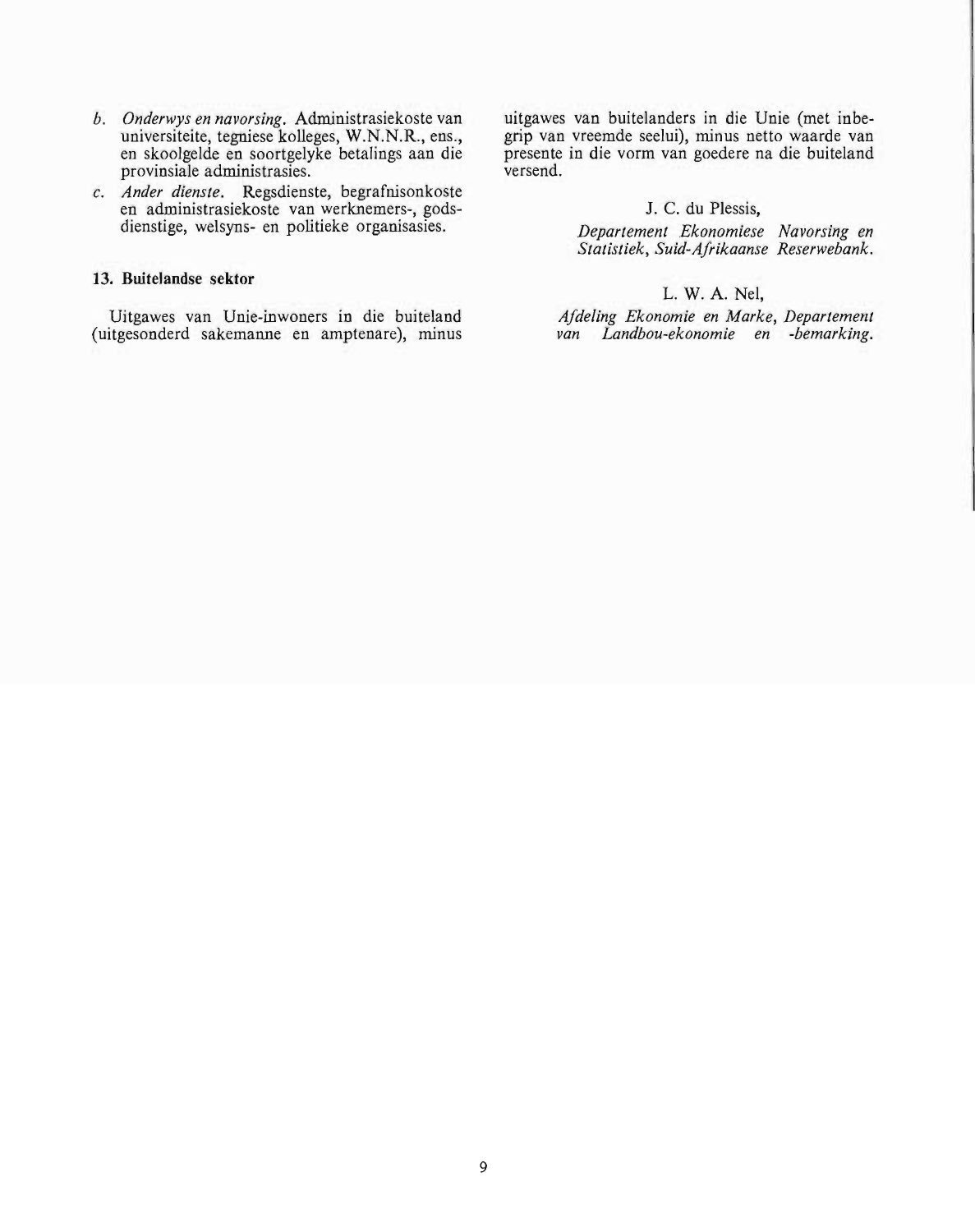b. *Onderwys en navorsing.* Administrasiekoste van universiteite, tegniese kolleges, W.N.N.R., ens., en skoolgelde en soortgelyke betalings aan die provinsiale administrasies.

c. *Ander dienste.* Regsdienste, begrafnisonkoste en administrasiekoste van werknemers-, godsdienstige, welsyns- en politieke organisasies.

**13. Buitelandse sektor**

Uitgawes van Unie-inwoners in die buiteland (uitgesonderd sakemanne en amptenare), minus uitgawes van buitelanders in die Unie (met inbegrip van vreemde seelui), minus netto waarde van presente in die vorm van goedere na die buiteland versend.

J. C. du Plessis,
*Departement Ekonomiese Navorsing en Statistiek, Suid-Afrikaanse Reserwebank.*

L. W. A. Nel,
*Afdeling Ekonomie en Marke, Departement van Landbou-ekonomie en -bemarking.*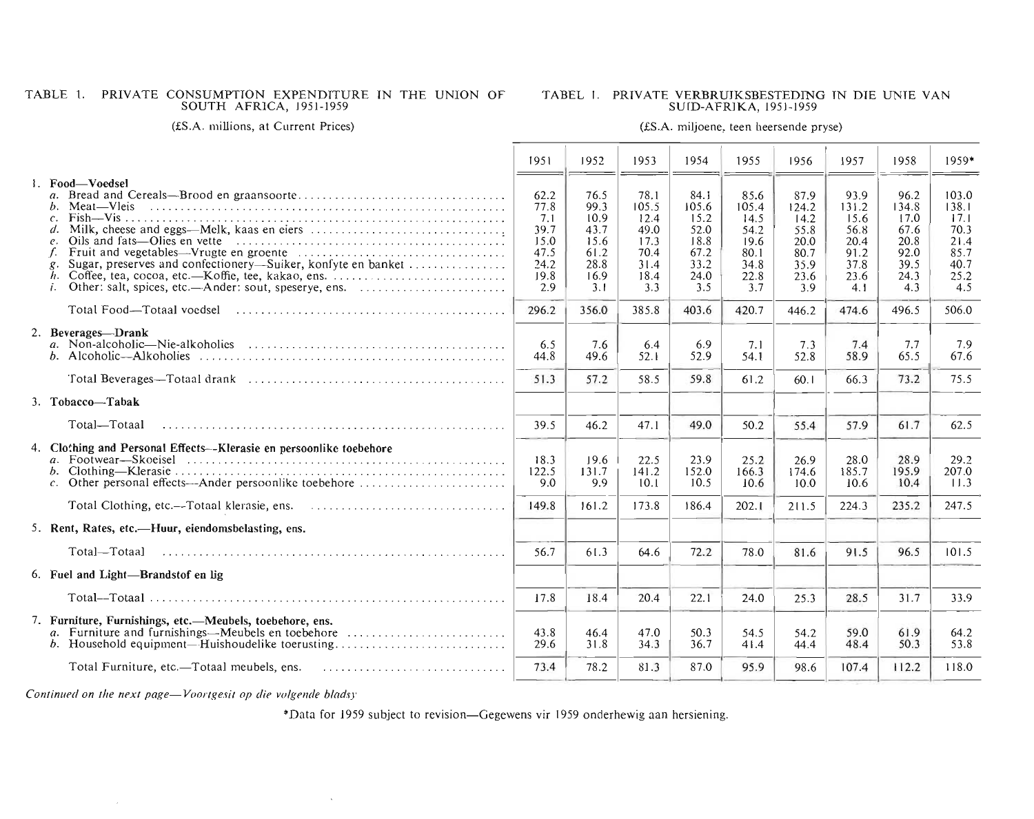TABLE 1. PRIVATE CONSUMPTION EXPENDITURE IN THE UNION OF SOUTH AFRICA, 1951-1959

(£S.A. millions, at Current Prices)

TABEL 1. PRIVATE VERBRUIKSBESTEDING IN DIE UNIE VAN SUID-AFRIKA, 1951-1959

(£S.A. miljoene, teen heersende pryse)

| | 1951 | 1952 | 1953 | 1954 | 1955 | 1956 | 1957 | 1958 | 1959* |
|---|---|---|---|---|---|---|---|---|---|
| **1. Food—Voedsel** | | | | | | | | | |
| *a.* Bread and Cereals—Brood en graansoorte | 62.2 | 76.5 | 78.1 | 84.1 | 85.6 | 87.9 | 93.9 | 96.2 | 103.0 |
| *b.* Meat—Vleis | 77.8 | 99.3 | 105.5 | 105.6 | 105.4 | 124.2 | 131.2 | 134.8 | 138.1 |
| *c.* Fish—Vis | 7.1 | 10.9 | 12.4 | 15.2 | 14.5 | 14.2 | 15.6 | 17.0 | 17.1 |
| *d.* Milk, cheese and eggs—Melk, kaas en eiers | 39.7 | 43.7 | 49.0 | 52.0 | 54.2 | 55.8 | 56.8 | 67.6 | 70.3 |
| *e.* Oils and fats—Olies en vette | 15.0 | 15.6 | 17.3 | 18.8 | 19.6 | 20.0 | 20.4 | 20.8 | 21.4 |
| *f.* Fruit and vegetables—Vrugte en groente | 47.5 | 61.2 | 70.4 | 67.2 | 80.1 | 80.7 | 91.2 | 92.0 | 85.7 |
| *g.* Sugar, preserves and confectionery—Suiker, konfyte en banket | 24.2 | 28.8 | 31.4 | 33.2 | 34.8 | 35.9 | 37.8 | 39.5 | 40.7 |
| *h.* Coffee, tea, cocoa, etc.—Koffie, tee, kakao, ens. | 19.8 | 16.9 | 18.4 | 24.0 | 22.8 | 23.6 | 23.6 | 24.3 | 25.2 |
| *i.* Other: salt, spices, etc.—Ander: sout, speserye, ens. | 2.9 | 3.1 | 3.3 | 3.5 | 3.7 | 3.9 | 4.1 | 4.3 | 4.5 |
| Total Food—Totaal voedsel | 296.2 | 356.0 | 385.8 | 403.6 | 420.7 | 446.2 | 474.6 | 496.5 | 506.0 |
| **2. Beverages—Drank** | | | | | | | | | |
| *a.* Non-alcoholic—Nie-alkoholies | 6.5 | 7.6 | 6.4 | 6.9 | 7.1 | 7.3 | 7.4 | 7.7 | 7.9 |
| *b.* Alcoholic—Alkoholies | 44.8 | 49.6 | 52.1 | 52.9 | 54.1 | 52.8 | 58.9 | 65.5 | 67.6 |
| Total Beverages—Totaal drank | 51.3 | 57.2 | 58.5 | 59.8 | 61.2 | 60.1 | 66.3 | 73.2 | 75.5 |
| **3. Tobacco—Tabak** | | | | | | | | | |
| Total—Totaal | 39.5 | 46.2 | 47.1 | 49.0 | 50.2 | 55.4 | 57.9 | 61.7 | 62.5 |
| **4. Clothing and Personal Effects—Klerasie en persoonlike toebehore** | | | | | | | | | |
| *a.* Footwear—Skoeisel | 18.3 | 19.6 | 22.5 | 23.9 | 25.2 | 26.9 | 28.0 | 28.9 | 29.2 |
| *b.* Clothing—Klerasie | 122.5 | 131.7 | 141.2 | 152.0 | 166.3 | 174.6 | 185.7 | 195.9 | 207.0 |
| *c.* Other personal effects—Ander persoonlike toebehore | 9.0 | 9.9 | 10.1 | 10.5 | 10.6 | 10.0 | 10.6 | 10.4 | 11.3 |
| Total Clothing, etc.—Totaal klerasie, ens. | 149.8 | 161.2 | 173.8 | 186.4 | 202.1 | 211.5 | 224.3 | 235.2 | 247.5 |
| **5. Rent, Rates, etc.—Huur, eiendomsbelasting, ens.** | | | | | | | | | |
| Total—Totaal | 56.7 | 61.3 | 64.6 | 72.2 | 78.0 | 81.6 | 91.5 | 96.5 | 101.5 |
| **6. Fuel and Light—Brandstof en lig** | | | | | | | | | |
| Total—Totaal | 17.8 | 18.4 | 20.4 | 22.1 | 24.0 | 25.3 | 28.5 | 31.7 | 33.9 |
| **7. Furniture, Furnishings, etc.—Meubels, toebehore, ens.** | | | | | | | | | |
| *a.* Furniture and furnishings—Meubels en toebehore | 43.8 | 46.4 | 47.0 | 50.3 | 54.5 | 54.2 | 59.0 | 61.9 | 64.2 |
| *b.* Household equipment—Huishoudelike toerusting | 29.6 | 31.8 | 34.3 | 36.7 | 41.4 | 44.4 | 48.4 | 50.3 | 53.8 |
| Total Furniture, etc.—Totaal meubels, ens. | 73.4 | 78.2 | 81.3 | 87.0 | 95.9 | 98.6 | 107.4 | 112.2 | 118.0 |

*Continued on the next page—Voortgesit op die volgende bladsy*

*Data for 1959 subject to revision—Gegewens vir 1959 onderhewig aan hersiening.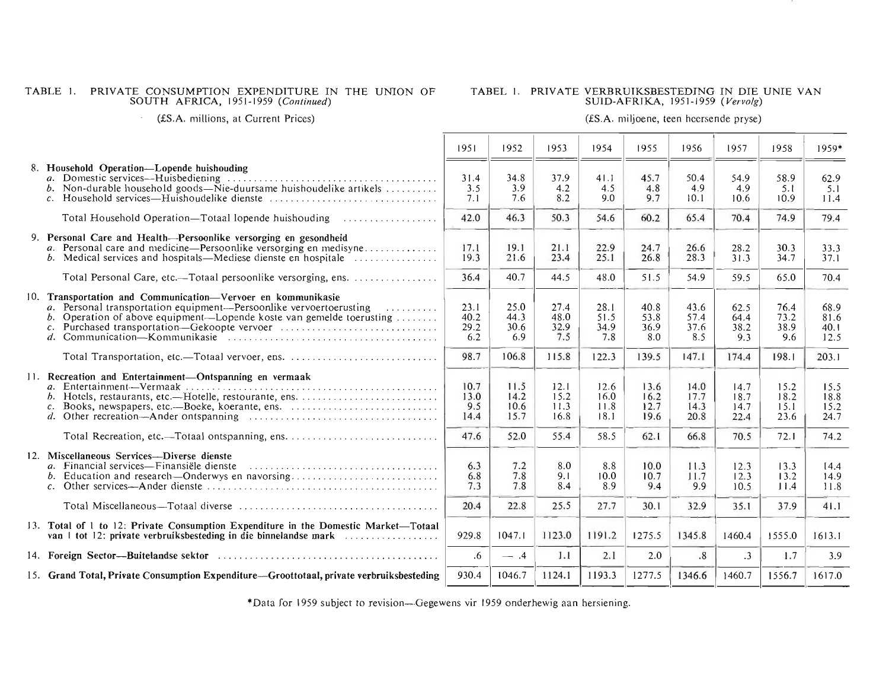TABLE 1. PRIVATE CONSUMPTION EXPENDITURE IN THE UNION OF SOUTH AFRICA, 1951-1959 (*Continued*)

(£S.A. millions, at Current Prices)

TABEL 1. PRIVATE VERBRUIKSBESTEDING IN DIE UNIE VAN SUID-AFRIKA, 1951-1959 (*Vervolg*)

(£S.A. miljoene, teen heersende pryse)

| | 1951 | 1952 | 1953 | 1954 | 1955 | 1956 | 1957 | 1958 | 1959* |
|---|---|---|---|---|---|---|---|---|---|
| 8. **Household Operation—Lopende huishouding** | | | | | | | | | |
| *a.* Domestic services—Huisbediening | 31.4 | 34.8 | 37.9 | 41.1 | 45.7 | 50.4 | 54.9 | 58.9 | 62.9 |
| *b.* Non-durable household goods—Nie-duursame huishoudelike artikels | 3.5 | 3.9 | 4.2 | 4.5 | 4.8 | 4.9 | 4.9 | 5.1 | 5.1 |
| *c.* Household services—Huishoudelike dienste | 7.1 | 7.6 | 8.2 | 9.0 | 9.7 | 10.1 | 10.6 | 10.9 | 11.4 |
| Total Household Operation—Totaal lopende huishouding | 42.0 | 46.3 | 50.3 | 54.6 | 60.2 | 65.4 | 70.4 | 74.9 | 79.4 |
| 9. **Personal Care and Health—Persoonlike versorging en gesondheid** | | | | | | | | | |
| *a.* Personal care and medicine—Persoonlike versorging en medisyne | 17.1 | 19.1 | 21.1 | 22.9 | 24.7 | 26.6 | 28.2 | 30.3 | 33.3 |
| *b.* Medical services and hospitals—Mediese dienste en hospitale | 19.3 | 21.6 | 23.4 | 25.1 | 26.8 | 28.3 | 31.3 | 34.7 | 37.1 |
| Total Personal Care, etc.—Totaal persoonlike versorging, ens. | 36.4 | 40.7 | 44.5 | 48.0 | 51.5 | 54.9 | 59.5 | 65.0 | 70.4 |
| 10. **Transportation and Communication—Vervoer en kommunikasie** | | | | | | | | | |
| *a.* Personal transportation equipment—Persoonlike vervoertoerusting | 23.1 | 25.0 | 27.4 | 28.1 | 40.8 | 43.6 | 62.5 | 76.4 | 68.9 |
| *b.* Operation of above equipment—Lopende koste van gemelde toerusting | 40.2 | 44.3 | 48.0 | 51.5 | 53.8 | 57.4 | 64.4 | 73.2 | 81.6 |
| *c.* Purchased transportation—Gekoopte vervoer | 29.2 | 30.6 | 32.9 | 34.9 | 36.9 | 37.6 | 38.2 | 38.9 | 40.1 |
| *d.* Communication—Kommunikasie | 6.2 | 6.9 | 7.5 | 7.8 | 8.0 | 8.5 | 9.3 | 9.6 | 12.5 |
| Total Transportation, etc.—Totaal vervoer, ens. | 98.7 | 106.8 | 115.8 | 122.3 | 139.5 | 147.1 | 174.4 | 198.1 | 203.1 |
| 11. **Recreation and Entertainment—Ontspanning en vermaak** | | | | | | | | | |
| *a.* Entertainment—Vermaak | 10.7 | 11.5 | 12.1 | 12.6 | 13.6 | 14.0 | 14.7 | 15.2 | 15.5 |
| *b.* Hotels, restaurants, etc.—Hotelle, restourante, ens. | 13.0 | 14.2 | 15.2 | 16.0 | 16.2 | 17.7 | 18.7 | 18.2 | 18.8 |
| *c.* Books, newspapers, etc.—Boeke, koerante, ens. | 9.5 | 10.6 | 11.3 | 11.8 | 12.7 | 14.3 | 14.7 | 15.1 | 15.2 |
| *d.* Other recreation—Ander ontspanning | 14.4 | 15.7 | 16.8 | 18.1 | 19.6 | 20.8 | 22.4 | 23.6 | 24.7 |
| Total Recreation, etc.—Totaal ontspanning, ens. | 47.6 | 52.0 | 55.4 | 58.5 | 62.1 | 66.8 | 70.5 | 72.1 | 74.2 |
| 12. **Miscellaneous Services—Diverse dienste** | | | | | | | | | |
| *a.* Financial services—Finansiële dienste | 6.3 | 7.2 | 8.0 | 8.8 | 10.0 | 11.3 | 12.3 | 13.3 | 14.4 |
| *b.* Education and research—Onderwys en navorsing | 6.8 | 7.8 | 9.1 | 10.0 | 10.7 | 11.7 | 12.3 | 13.2 | 14.9 |
| *c.* Other services—Ander dienste | 7.3 | 7.8 | 8.4 | 8.9 | 9.4 | 9.9 | 10.5 | 11.4 | 11.8 |
| Total Miscellaneous—Totaal diverse | 20.4 | 22.8 | 25.5 | 27.7 | 30.1 | 32.9 | 35.1 | 37.9 | 41.1 |
| 13. **Total of 1 to 12: Private Consumption Expenditure in the Domestic Market—Totaal van 1 tot 12: private verbruiksbesteding in die binnelandse mark** | 929.8 | 1047.1 | 1123.0 | 1191.2 | 1275.5 | 1345.8 | 1460.4 | 1555.0 | 1613.1 |
| 14. **Foreign Sector—Buitelandse sektor** | .6 | — .4 | 1.1 | 2.1 | 2.0 | .8 | .3 | 1.7 | 3.9 |
| 15. **Grand Total, Private Consumption Expenditure—Groottotaal, private verbruiksbesteding** | 930.4 | 1046.7 | 1124.1 | 1193.3 | 1277.5 | 1346.6 | 1460.7 | 1556.7 | 1617.0 |

*Data for 1959 subject to revision—Gegewens vir 1959 onderhewig aan hersiening.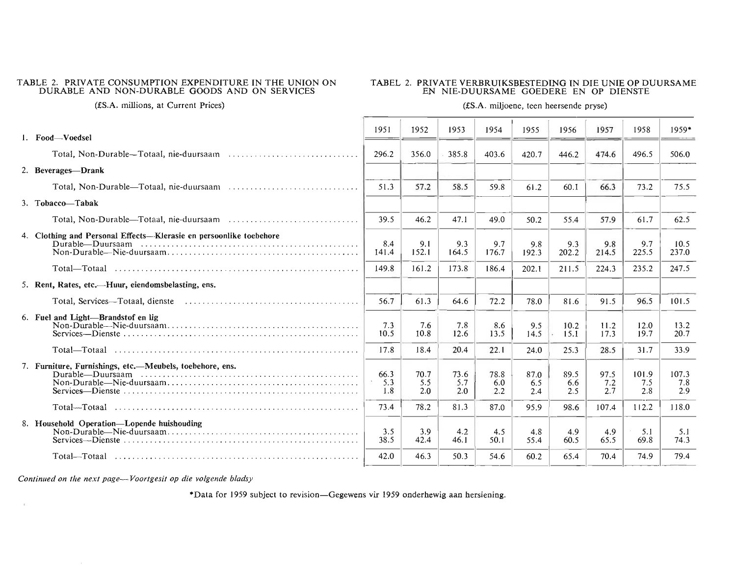TABLE 2. PRIVATE CONSUMPTION EXPENDITURE IN THE UNION ON DURABLE AND NON-DURABLE GOODS AND ON SERVICES

(£S.A. millions, at Current Prices)

TABEL 2. PRIVATE VERBRUIKSBESTEDING IN DIE UNIE OP DUURSAME EN NIE-DUURSAME GOEDERE EN OP DIENSTE

(£S.A. miljoene, teen heersende pryse)

| | 1951 | 1952 | 1953 | 1954 | 1955 | 1956 | 1957 | 1958 | 1959* |
|---|---|---|---|---|---|---|---|---|---|
| **1. Food—Voedsel** | | | | | | | | | |
| Total, Non-Durable—Totaal, nie-duursaam | 296.2 | 356.0 | 385.8 | 403.6 | 420.7 | 446.2 | 474.6 | 496.5 | 506.0 |
| **2. Beverages—Drank** | | | | | | | | | |
| Total, Non-Durable—Totaal, nie-duursaam | 51.3 | 57.2 | 58.5 | 59.8 | 61.2 | 60.1 | 66.3 | 73.2 | 75.5 |
| **3. Tobacco—Tabak** | | | | | | | | | |
| Total, Non-Durable—Totaal, nie-duursaam | 39.5 | 46.2 | 47.1 | 49.0 | 50.2 | 55.4 | 57.9 | 61.7 | 62.5 |
| **4. Clothing and Personal Effects—Klerasie en persoonlike toebehore** | | | | | | | | | |
| Durable—Duursaam | 8.4 | 9.1 | 9.3 | 9.7 | 9.8 | 9.3 | 9.8 | 9.7 | 10.5 |
| Non-Durable—Nie-duursaam | 141.4 | 152.1 | 164.5 | 176.7 | 192.3 | 202.2 | 214.5 | 225.5 | 237.0 |
| Total—Totaal | 149.8 | 161.2 | 173.8 | 186.4 | 202.1 | 211.5 | 224.3 | 235.2 | 247.5 |
| **5. Rent, Rates, etc.—Huur, eiendomsbelasting, ens.** | | | | | | | | | |
| Total, Services—Totaal, dienste | 56.7 | 61.3 | 64.6 | 72.2 | 78.0 | 81.6 | 91.5 | 96.5 | 101.5 |
| **6. Fuel and Light—Brandstof en lig** | | | | | | | | | |
| Non-Durable—Nie-duursaam | 7.3 | 7.6 | 7.8 | 8.6 | 9.5 | 10.2 | 11.2 | 12.0 | 13.2 |
| Services—Dienste | 10.5 | 10.8 | 12.6 | 13.5 | 14.5 | 15.1 | 17.3 | 19.7 | 20.7 |
| Total—Totaal | 17.8 | 18.4 | 20.4 | 22.1 | 24.0 | 25.3 | 28.5 | 31.7 | 33.9 |
| **7. Furniture, Furnishings, etc.—Meubels, toebehore, ens.** | | | | | | | | | |
| Durable—Duursaam | 66.3 | 70.7 | 73.6 | 78.8 | 87.0 | 89.5 | 97.5 | 101.9 | 107.3 |
| Non-Durable—Nie-duursaam | 5.3 | 5.5 | 5.7 | 6.0 | 6.5 | 6.6 | 7.2 | 7.5 | 7.8 |
| Services—Dienste | 1.8 | 2.0 | 2.0 | 2.2 | 2.4 | 2.5 | 2.7 | 2.8 | 2.9 |
| Total—Totaal | 73.4 | 78.2 | 81.3 | 87.0 | 95.9 | 98.6 | 107.4 | 112.2 | 118.0 |
| **8. Household Operation—Lopende huishouding** | | | | | | | | | |
| Non-Durable—Nie-duursaam | 3.5 | 3.9 | 4.2 | 4.5 | 4.8 | 4.9 | 4.9 | 5.1 | 5.1 |
| Services—Dienste | 38.5 | 42.4 | 46.1 | 50.1 | 55.4 | 60.5 | 65.5 | 69.8 | 74.3 |
| Total—Totaal | 42.0 | 46.3 | 50.3 | 54.6 | 60.2 | 65.4 | 70.4 | 74.9 | 79.4 |

*Continued on the next page—Voortgesit op die volgende bladsy*

*Data for 1959 subject to revision—Gegewens vir 1959 onderhewig aan hersiening.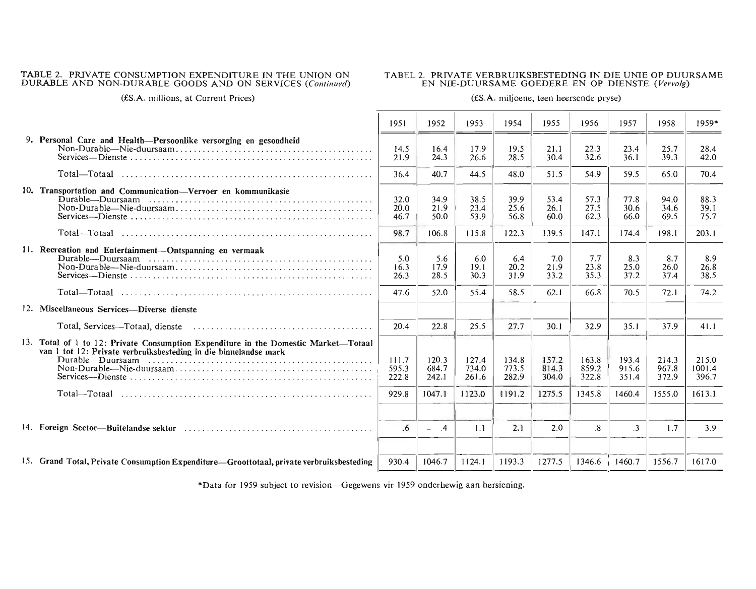TABLE 2. PRIVATE CONSUMPTION EXPENDITURE IN THE UNION ON DURABLE AND NON-DURABLE GOODS AND ON SERVICES (*Continued*)

(£S.A. millions, at Current Prices)

TABEL 2. PRIVATE VERBRUIKSBESTEDING IN DIE UNIE OP DUURSAME EN NIE-DUURSAME GOEDERE EN OP DIENSTE (*Vervolg*)

(£S.A. miljoene, teen heersende pryse)

| | 1951 | 1952 | 1953 | 1954 | 1955 | 1956 | 1957 | 1958 | 1959* |
|---|---|---|---|---|---|---|---|---|---|
| **9. Personal Care and Health—Persoonlike versorging en gesondheid** | | | | | | | | | |
| Non-Durable—Nie-duursaam | 14.5 | 16.4 | 17.9 | 19.5 | 21.1 | 22.3 | 23.4 | 25.7 | 28.4 |
| Services—Dienste | 21.9 | 24.3 | 26.6 | 28.5 | 30.4 | 32.6 | 36.1 | 39.3 | 42.0 |
| Total—Totaal | 36.4 | 40.7 | 44.5 | 48.0 | 51.5 | 54.9 | 59.5 | 65.0 | 70.4 |
| **10. Transportation and Communication—Vervoer en kommunikasie** | | | | | | | | | |
| Durable—Duursaam | 32.0 | 34.9 | 38.5 | 39.9 | 53.4 | 57.3 | 77.8 | 94.0 | 88.3 |
| Non-Durable—Nie-duursaam | 20.0 | 21.9 | 23.4 | 25.6 | 26.1 | 27.5 | 30.6 | 34.6 | 39.1 |
| Services—Dienste | 46.7 | 50.0 | 53.9 | 56.8 | 60.0 | 62.3 | 66.0 | 69.5 | 75.7 |
| Total—Totaal | 98.7 | 106.8 | 115.8 | 122.3 | 139.5 | 147.1 | 174.4 | 198.1 | 203.1 |
| **11. Recreation and Entertainment—Ontspanning en vermaak** | | | | | | | | | |
| Durable—Duursaam | 5.0 | 5.6 | 6.0 | 6.4 | 7.0 | 7.7 | 8.3 | 8.7 | 8.9 |
| Non-Durable—Nie-duursaam | 16.3 | 17.9 | 19.1 | 20.2 | 21.9 | 23.8 | 25.0 | 26.0 | 26.8 |
| Services—Dienste | 26.3 | 28.5 | 30.3 | 31.9 | 33.2 | 35.3 | 37.2 | 37.4 | 38.5 |
| Total—Totaal | 47.6 | 52.0 | 55.4 | 58.5 | 62.1 | 66.8 | 70.5 | 72.1 | 74.2 |
| **12. Miscellaneous Services—Diverse dienste** | | | | | | | | | |
| Total, Services—Totaal, dienste | 20.4 | 22.8 | 25.5 | 27.7 | 30.1 | 32.9 | 35.1 | 37.9 | 41.1 |
| **13. Total of 1 to 12: Private Consumption Expenditure in the Domestic Market—Totaal van 1 tot 12: Private verbruiksbesteding in die binnelandse mark** | | | | | | | | | |
| Durable—Duursaam | 111.7 | 120.3 | 127.4 | 134.8 | 157.2 | 163.8 | 193.4 | 214.3 | 215.0 |
| Non-Durable—Nie-duursaam | 595.3 | 684.7 | 734.0 | 773.5 | 814.3 | 859.2 | 915.6 | 967.8 | 1001.4 |
| Services—Dienste | 222.8 | 242.1 | 261.6 | 282.9 | 304.0 | 322.8 | 351.4 | 372.9 | 396.7 |
| Total—Totaal | 929.8 | 1047.1 | 1123.0 | 1191.2 | 1275.5 | 1345.8 | 1460.4 | 1555.0 | 1613.1 |
| **14. Foreign Sector—Buitelandse sektor** | .6 | — .4 | 1.1 | 2.1 | 2.0 | .8 | .3 | 1.7 | 3.9 |
| **15. Grand Total, Private Consumption Expenditure—Groottotaal, private verbruiksbesteding** | 930.4 | 1046.7 | 1124.1 | 1193.3 | 1277.5 | 1346.6 | 1460.7 | 1556.7 | 1617.0 |

*Data for 1959 subject to revision—Gegewens vir 1959 onderhewig aan hersiening.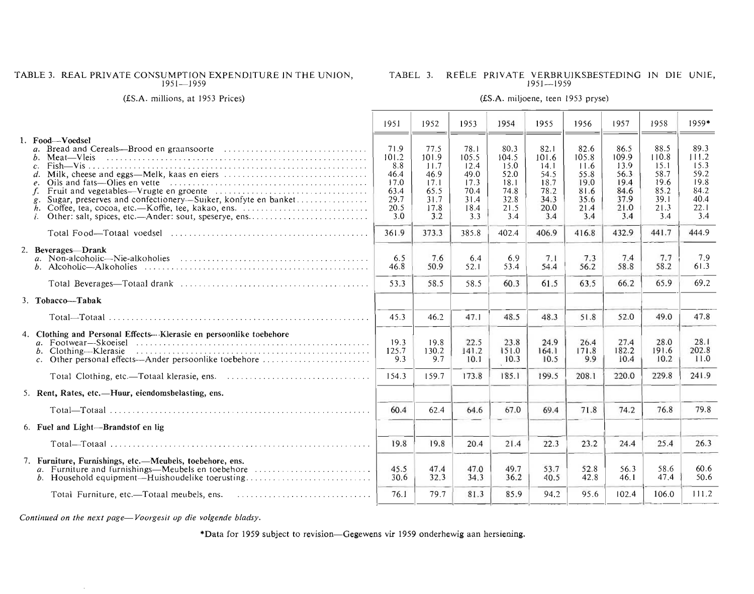TABLE 3. REAL PRIVATE CONSUMPTION EXPENDITURE IN THE UNION, 1951—1959

TABEL 3. REËLE PRIVATE VERBRUIKSBESTEDING IN DIE UNIE, 1951—1959

(£S.A. millions, at 1953 Prices)

(£S.A. miljoene, teen 1953 pryse)

| | 1951 | 1952 | 1953 | 1954 | 1955 | 1956 | 1957 | 1958 | 1959* |
|---|---|---|---|---|---|---|---|---|---|
| **1. Food—Voedsel** | | | | | | | | | |
| *a.* Bread and Cereals—Brood en graansoorte | 71.9 | 77.5 | 78.1 | 80.3 | 82.1 | 82.6 | 86.5 | 88.5 | 89.3 |
| *b.* Meat—Vleis | 101.2 | 101.9 | 105.5 | 104.5 | 101.6 | 105.8 | 109.9 | 110.8 | 111.2 |
| *c.* Fish—Vis | 8.8 | 11.7 | 12.4 | 15.0 | 14.1 | 11.6 | 13.9 | 15.1 | 15.3 |
| *d.* Milk, cheese and eggs—Melk, kaas en eiers | 46.4 | 46.9 | 49.0 | 52.0 | 54.5 | 55.8 | 56.3 | 58.7 | 59.2 |
| *e.* Oils and fats—Olies en vette | 17.0 | 17.1 | 17.3 | 18.1 | 18.7 | 19.0 | 19.4 | 19.6 | 19.8 |
| *f.* Fruit and vegetables—Vrugte en groente | 63.4 | 65.5 | 70.4 | 74.8 | 78.2 | 81.6 | 84.6 | 85.2 | 84.2 |
| *g.* Sugar, preserves and confectionery—Suiker, konfyte en banket | 29.7 | 31.7 | 31.4 | 32.8 | 34.3 | 35.6 | 37.9 | 39.1 | 40.4 |
| *h.* Coffee, tea, cocoa, etc.—Koffie, tee, kakao, ens. | 20.5 | 17.8 | 18.4 | 21.5 | 20.0 | 21.4 | 21.0 | 21.3 | 22.1 |
| *i.* Other: salt, spices, etc.—Ander: sout, speserye, ens. | 3.0 | 3.2 | 3.3 | 3.4 | 3.4 | 3.4 | 3.4 | 3.4 | 3.4 |
| Total Food—Totaal voedsel | 361.9 | 373.3 | 385.8 | 402.4 | 406.9 | 416.8 | 432.9 | 441.7 | 444.9 |
| **2. Beverages—Drank** | | | | | | | | | |
| *a.* Non-alcoholic—Nie-alkoholies | 6.5 | 7.6 | 6.4 | 6.9 | 7.1 | 7.3 | 7.4 | 7.7 | 7.9 |
| *b.* Alcoholic—Alkoholies | 46.8 | 50.9 | 52.1 | 53.4 | 54.4 | 56.2 | 58.8 | 58.2 | 61.3 |
| Total Beverages—Totaal drank | 53.3 | 58.5 | 58.5 | 60.3 | 61.5 | 63.5 | 66.2 | 65.9 | 69.2 |
| **3. Tobacco—Tabak** | | | | | | | | | |
| Total—Totaal | 45.3 | 46.2 | 47.1 | 48.5 | 48.3 | 51.8 | 52.0 | 49.0 | 47.8 |
| **4. Clothing and Personal Effects—Klerasie en persoonlike toebehore** | | | | | | | | | |
| *a.* Footwear—Skoeisel | 19.3 | 19.8 | 22.5 | 23.8 | 24.9 | 26.4 | 27.4 | 28.0 | 28.1 |
| *b.* Clothing—Klerasie | 125.7 | 130.2 | 141.2 | 151.0 | 164.1 | 171.8 | 182.2 | 191.6 | 202.8 |
| *c.* Other personal effects—Ander persoonlike toebehore | 9.3 | 9.7 | 10.1 | 10.3 | 10.5 | 9.9 | 10.4 | 10.2 | 11.0 |
| Total Clothing, etc.—Totaal klerasie, ens. | 154.3 | 159.7 | 173.8 | 185.1 | 199.5 | 208.1 | 220.0 | 229.8 | 241.9 |
| **5. Rent, Rates, etc.—Huur, eiendomsbelasting, ens.** | | | | | | | | | |
| Total—Totaal | 60.4 | 62.4 | 64.6 | 67.0 | 69.4 | 71.8 | 74.2 | 76.8 | 79.8 |
| **6. Fuel and Light—Brandstof en lig** | | | | | | | | | |
| Total—Totaal | 19.8 | 19.8 | 20.4 | 21.4 | 22.3 | 23.2 | 24.4 | 25.4 | 26.3 |
| **7. Furniture, Furnishings, etc.—Meubels, toebehore, ens.** | | | | | | | | | |
| *a.* Furniture and furnishings—Meubels en toebehore | 45.5 | 47.4 | 47.0 | 49.7 | 53.7 | 52.8 | 56.3 | 58.6 | 60.6 |
| *b.* Household equipment—Huishoudelike toerusting | 30.6 | 32.3 | 34.3 | 36.2 | 40.5 | 42.8 | 46.1 | 47.4 | 50.6 |
| Total Furniture, etc.—Totaal meubels, ens. | 76.1 | 79.7 | 81.3 | 85.9 | 94.2 | 95.6 | 102.4 | 106.0 | 111.2 |

*Continued on the next page—Voorgesit op die volgende bladsy.*

*Data for 1959 subject to revision—Gegewens vir 1959 onderhewig aan hersiening.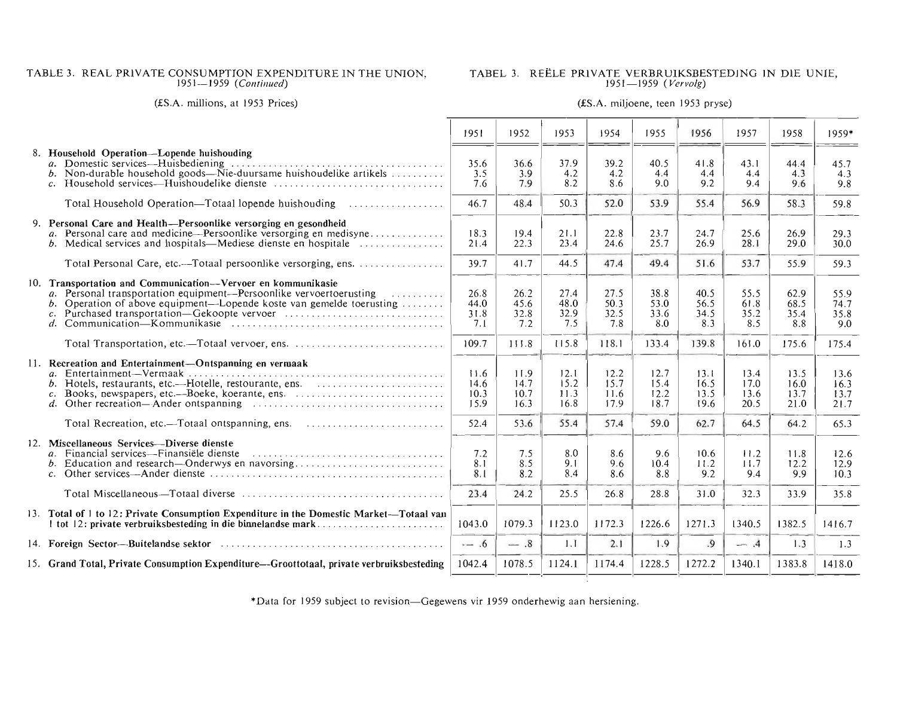TABLE 3. REAL PRIVATE CONSUMPTION EXPENDITURE IN THE UNION, 1951—1959 (*Continued*)

TABEL 3. REËLE PRIVATE VERBRUIKSBESTEDING IN DIE UNIE, 1951—1959 (*Vervolg*)

(£S.A. millions, at 1953 Prices)

(£S.A. miljoene, teen 1953 pryse)

| | 1951 | 1952 | 1953 | 1954 | 1955 | 1956 | 1957 | 1958 | 1959* |
|---|---|---|---|---|---|---|---|---|---|
| 8. **Household Operation—Lopende huishouding** | | | | | | | | | |
| *a.* Domestic services—Huisbediening | 35.6 | 36.6 | 37.9 | 39.2 | 40.5 | 41.8 | 43.1 | 44.4 | 45.7 |
| *b.* Non-durable household goods—Nie-duursame huishoudelike artikels | 3.5 | 3.9 | 4.2 | 4.2 | 4.4 | 4.4 | 4.4 | 4.3 | 4.3 |
| *c.* Household services—Huishoudelike dienste | 7.6 | 7.9 | 8.2 | 8.6 | 9.0 | 9.2 | 9.4 | 9.6 | 9.8 |
| Total Household Operation—Totaal lopende huishouding | 46.7 | 48.4 | 50.3 | 52.0 | 53.9 | 55.4 | 56.9 | 58.3 | 59.8 |
| 9. **Personal Care and Health—Persoonlike versorging en gesondheid** | | | | | | | | | |
| *a.* Personal care and medicine—Persoonlike versorging en medisyne | 18.3 | 19.4 | 21.1 | 22.8 | 23.7 | 24.7 | 25.6 | 26.9 | 29.3 |
| *b.* Medical services and hospitals—Mediese dienste en hospitale | 21.4 | 22.3 | 23.4 | 24.6 | 25.7 | 26.9 | 28.1 | 29.0 | 30.0 |
| Total Personal Care, etc.—Totaal persoonlike versorging, ens. | 39.7 | 41.7 | 44.5 | 47.4 | 49.4 | 51.6 | 53.7 | 55.9 | 59.3 |
| 10. **Transportation and Communication—Vervoer en kommunikasie** | | | | | | | | | |
| *a.* Personal transportation equipment—Persoonlike vervoertoerusting | 26.8 | 26.2 | 27.4 | 27.5 | 38.8 | 40.5 | 55.5 | 62.9 | 55.9 |
| *b.* Operation of above equipment—Lopende koste van gemelde toerusting | 44.0 | 45.6 | 48.0 | 50.3 | 53.0 | 56.5 | 61.8 | 68.5 | 74.7 |
| *c.* Purchased transportation—Gekoopte vervoer | 31.8 | 32.8 | 32.9 | 32.5 | 33.6 | 34.5 | 35.2 | 35.4 | 35.8 |
| *d.* Communication—Kommunikasie | 7.1 | 7.2 | 7.5 | 7.8 | 8.0 | 8.3 | 8.5 | 8.8 | 9.0 |
| Total Transportation, etc.—Totaal vervoer, ens. | 109.7 | 111.8 | 115.8 | 118.1 | 133.4 | 139.8 | 161.0 | 175.6 | 175.4 |
| 11. **Recreation and Entertainment—Ontspanning en vermaak** | | | | | | | | | |
| *a.* Entertainment—Vermaak | 11.6 | 11.9 | 12.1 | 12.2 | 12.7 | 13.1 | 13.4 | 13.5 | 13.6 |
| *b.* Hotels, restaurants, etc.—Hotelle, restourante, ens. | 14.6 | 14.7 | 15.2 | 15.7 | 15.4 | 16.5 | 17.0 | 16.0 | 16.3 |
| *c.* Books, newspapers, etc.—Boeke, koerante, ens. | 10.3 | 10.7 | 11.3 | 11.6 | 12.2 | 13.5 | 13.6 | 13.7 | 13.7 |
| *d.* Other recreation—Ander ontspanning | 15.9 | 16.3 | 16.8 | 17.9 | 18.7 | 19.6 | 20.5 | 21.0 | 21.7 |
| Total Recreation, etc.—Totaal ontspanning, ens. | 52.4 | 53.6 | 55.4 | 57.4 | 59.0 | 62.7 | 64.5 | 64.2 | 65.3 |
| 12. **Miscellaneous Services—Diverse dienste** | | | | | | | | | |
| *a.* Financial services—Finansiële dienste | 7.2 | 7.5 | 8.0 | 8.6 | 9.6 | 10.6 | 11.2 | 11.8 | 12.6 |
| *b.* Education and research—Onderwys en navorsing | 8.1 | 8.5 | 9.1 | 9.6 | 10.4 | 11.2 | 11.7 | 12.2 | 12.9 |
| *c.* Other services—Ander dienste | 8.1 | 8.2 | 8.4 | 8.6 | 8.8 | 9.2 | 9.4 | 9.9 | 10.3 |
| Total Miscellaneous—Totaal diverse | 23.4 | 24.2 | 25.5 | 26.8 | 28.8 | 31.0 | 32.3 | 33.9 | 35.8 |
| 13. **Total of 1 to 12: Private Consumption Expenditure in the Domestic Market—Totaal van 1 tot 12: private verbruiksbesteding in die binnelandse mark** | 1043.0 | 1079.3 | 1123.0 | 1172.3 | 1226.6 | 1271.3 | 1340.5 | 1382.5 | 1416.7 |
| 14. **Foreign Sector—Buitelandse sektor** | — .6 | — .8 | 1.1 | 2.1 | 1.9 | .9 | — .4 | 1.3 | 1.3 |
| 15. **Grand Total, Private Consumption Expenditure—Groottotaal, private verbruiksbesteding** | 1042.4 | 1078.5 | 1124.1 | 1174.4 | 1228.5 | 1272.2 | 1340.1 | 1383.8 | 1418.0 |

*Data for 1959 subject to revision—Gegewens vir 1959 onderhewig aan hersiening.